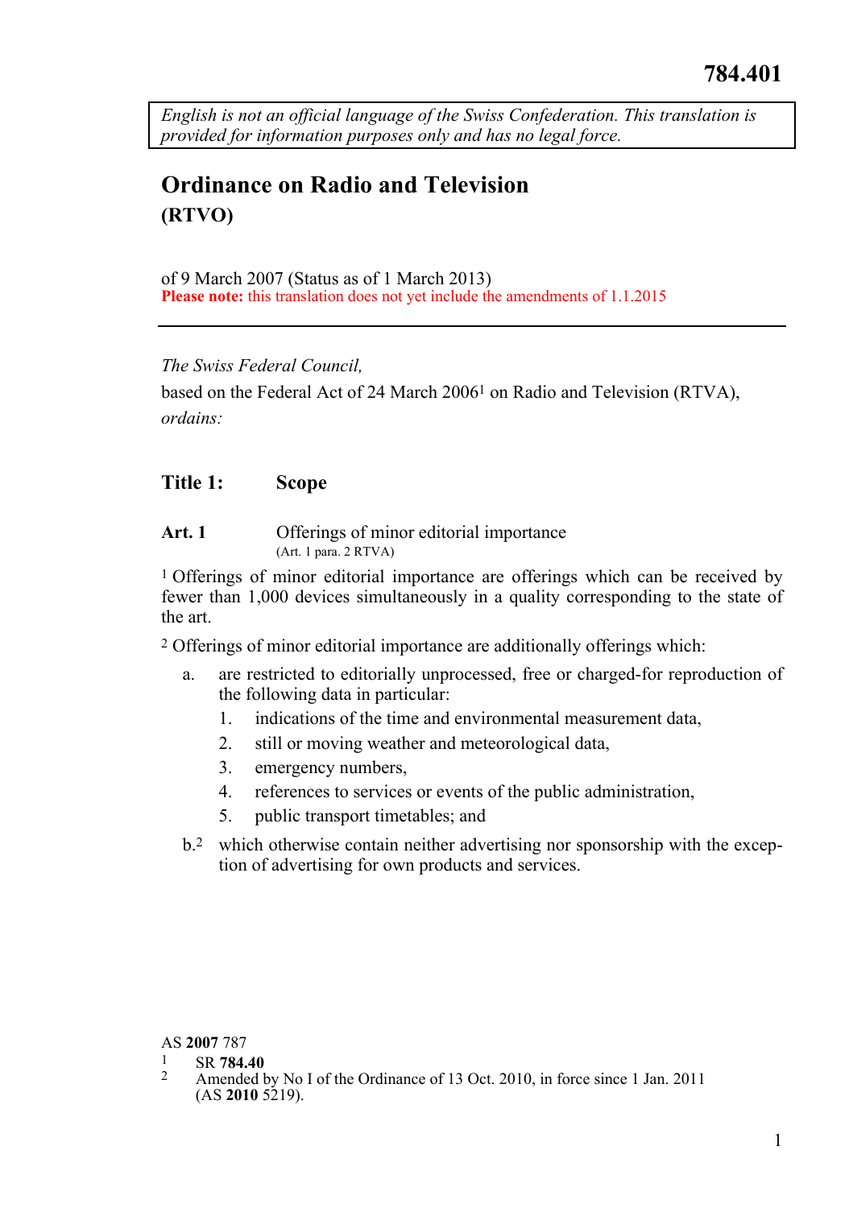784.401

*English is not an official language of the Swiss Confederation. This translation is provided for information purposes only and has no legal force.*

# Ordinance on Radio and Television
## (RTVO)

of 9 March 2007 (Status as of 1 March 2013)
**Please note:** this translation does not yet include the amendments of 1.1.2015

---

*The Swiss Federal Council,*

based on the Federal Act of 24 March 2006[1] on Radio and Television (RTVA),

*ordains:*

## Title 1: Scope

### Art. 1 Offerings of minor editorial importance
(Art. 1 para. 2 RTVA)

[1] Offerings of minor editorial importance are offerings which can be received by fewer than 1,000 devices simultaneously in a quality corresponding to the state of the art.

[2] Offerings of minor editorial importance are additionally offerings which:

a. are restricted to editorially unprocessed, free or charged-for reproduction of the following data in particular:
   1. indications of the time and environmental measurement data,
   2. still or moving weather and meteorological data,
   3. emergency numbers,
   4. references to services or events of the public administration,
   5. public transport timetables; and

b.[2] which otherwise contain neither advertising nor sponsorship with the exception of advertising for own products and services.

---

AS **2007** 787

[1] SR **784.40**

[2] Amended by No I of the Ordinance of 13 Oct. 2010, in force since 1 Jan. 2011 (AS **2010** 5219).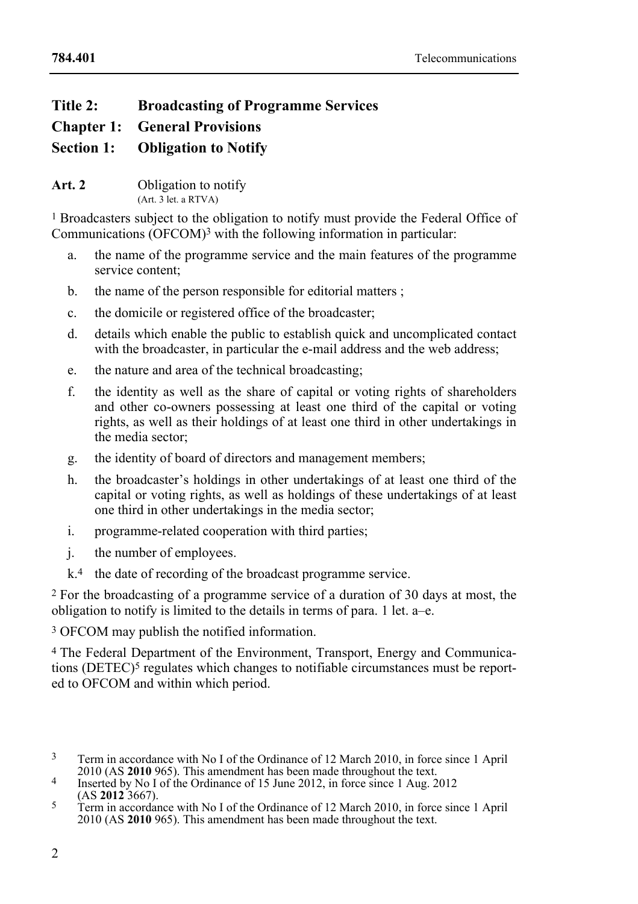## Title 2: Broadcasting of Programme Services

## Chapter 1: General Provisions

## Section 1: Obligation to Notify

**Art. 2** Obligation to notify
(Art. 3 let. a RTVA)

[1] Broadcasters subject to the obligation to notify must provide the Federal Office of Communications (OFCOM)[3] with the following information in particular:

a. the name of the programme service and the main features of the programme service content;

b. the name of the person responsible for editorial matters ;

c. the domicile or registered office of the broadcaster;

d. details which enable the public to establish quick and uncomplicated contact with the broadcaster, in particular the e-mail address and the web address;

e. the nature and area of the technical broadcasting;

f. the identity as well as the share of capital or voting rights of shareholders and other co-owners possessing at least one third of the capital or voting rights, as well as their holdings of at least one third in other undertakings in the media sector;

g. the identity of board of directors and management members;

h. the broadcaster's holdings in other undertakings of at least one third of the capital or voting rights, as well as holdings of these undertakings of at least one third in other undertakings in the media sector;

i. programme-related cooperation with third parties;

j. the number of employees.

k.[4] the date of recording of the broadcast programme service.

[2] For the broadcasting of a programme service of a duration of 30 days at most, the obligation to notify is limited to the details in terms of para. 1 let. a–e.

[3] OFCOM may publish the notified information.

[4] The Federal Department of the Environment, Transport, Energy and Communications (DETEC)[5] regulates which changes to notifiable circumstances must be reported to OFCOM and within which period.

---

[3] Term in accordance with No I of the Ordinance of 12 March 2010, in force since 1 April 2010 (AS **2010** 965). This amendment has been made throughout the text.

[4] Inserted by No I of the Ordinance of 15 June 2012, in force since 1 Aug. 2012 (AS **2012** 3667).

[5] Term in accordance with No I of the Ordinance of 12 March 2010, in force since 1 April 2010 (AS **2010** 965). This amendment has been made throughout the text.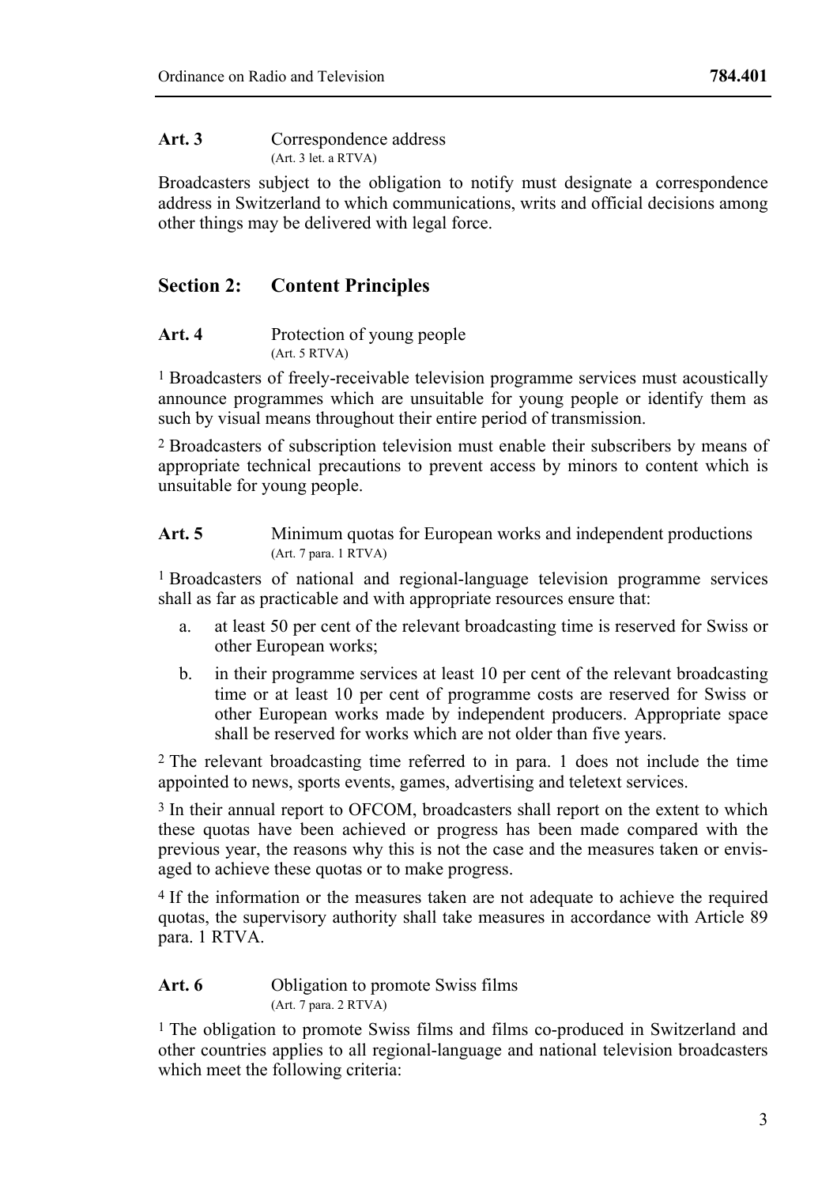**Art. 3** Correspondence address
(Art. 3 let. a RTVA)

Broadcasters subject to the obligation to notify must designate a correspondence address in Switzerland to which communications, writs and official decisions among other things may be delivered with legal force.

## Section 2: Content Principles

**Art. 4** Protection of young people
(Art. 5 RTVA)

[1] Broadcasters of freely-receivable television programme services must acoustically announce programmes which are unsuitable for young people or identify them as such by visual means throughout their entire period of transmission.

[2] Broadcasters of subscription television must enable their subscribers by means of appropriate technical precautions to prevent access by minors to content which is unsuitable for young people.

**Art. 5** Minimum quotas for European works and independent productions
(Art. 7 para. 1 RTVA)

[1] Broadcasters of national and regional-language television programme services shall as far as practicable and with appropriate resources ensure that:

a. at least 50 per cent of the relevant broadcasting time is reserved for Swiss or other European works;

b. in their programme services at least 10 per cent of the relevant broadcasting time or at least 10 per cent of programme costs are reserved for Swiss or other European works made by independent producers. Appropriate space shall be reserved for works which are not older than five years.

[2] The relevant broadcasting time referred to in para. 1 does not include the time appointed to news, sports events, games, advertising and teletext services.

[3] In their annual report to OFCOM, broadcasters shall report on the extent to which these quotas have been achieved or progress has been made compared with the previous year, the reasons why this is not the case and the measures taken or envisaged to achieve these quotas or to make progress.

[4] If the information or the measures taken are not adequate to achieve the required quotas, the supervisory authority shall take measures in accordance with Article 89 para. 1 RTVA.

**Art. 6** Obligation to promote Swiss films
(Art. 7 para. 2 RTVA)

[1] The obligation to promote Swiss films and films co-produced in Switzerland and other countries applies to all regional-language and national television broadcasters which meet the following criteria: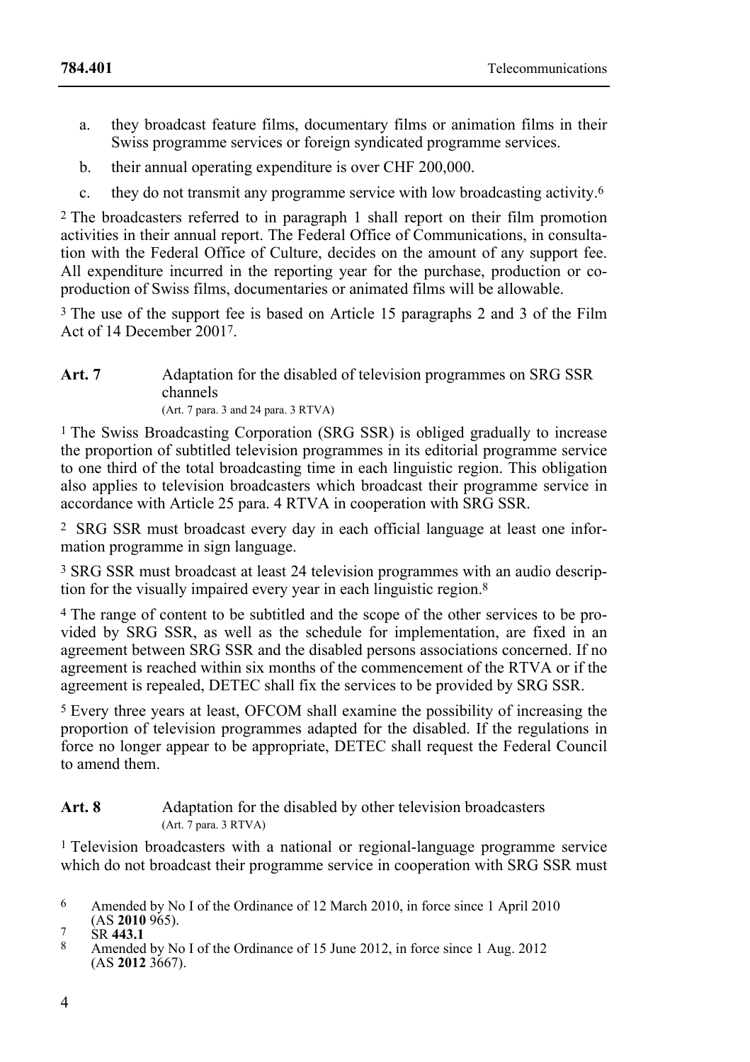a. they broadcast feature films, documentary films or animation films in their Swiss programme services or foreign syndicated programme services.

b. their annual operating expenditure is over CHF 200,000.

c. they do not transmit any programme service with low broadcasting activity.[6]

[2] The broadcasters referred to in paragraph 1 shall report on their film promotion activities in their annual report. The Federal Office of Communications, in consultation with the Federal Office of Culture, decides on the amount of any support fee. All expenditure incurred in the reporting year for the purchase, production or co-production of Swiss films, documentaries or animated films will be allowable.

[3] The use of the support fee is based on Article 15 paragraphs 2 and 3 of the Film Act of 14 December 2001[7].

### Art. 7 Adaptation for the disabled of television programmes on SRG SSR channels

(Art. 7 para. 3 and 24 para. 3 RTVA)

[1] The Swiss Broadcasting Corporation (SRG SSR) is obliged gradually to increase the proportion of subtitled television programmes in its editorial programme service to one third of the total broadcasting time in each linguistic region. This obligation also applies to television broadcasters which broadcast their programme service in accordance with Article 25 para. 4 RTVA in cooperation with SRG SSR.

[2] SRG SSR must broadcast every day in each official language at least one information programme in sign language.

[3] SRG SSR must broadcast at least 24 television programmes with an audio description for the visually impaired every year in each linguistic region.[8]

[4] The range of content to be subtitled and the scope of the other services to be provided by SRG SSR, as well as the schedule for implementation, are fixed in an agreement between SRG SSR and the disabled persons associations concerned. If no agreement is reached within six months of the commencement of the RTVA or if the agreement is repealed, DETEC shall fix the services to be provided by SRG SSR.

[5] Every three years at least, OFCOM shall examine the possibility of increasing the proportion of television programmes adapted for the disabled. If the regulations in force no longer appear to be appropriate, DETEC shall request the Federal Council to amend them.

### Art. 8 Adaptation for the disabled by other television broadcasters

(Art. 7 para. 3 RTVA)

[1] Television broadcasters with a national or regional-language programme service which do not broadcast their programme service in cooperation with SRG SSR must

---

[6] Amended by No I of the Ordinance of 12 March 2010, in force since 1 April 2010 (AS **2010** 965).

[7] SR **443.1**

[8] Amended by No I of the Ordinance of 15 June 2012, in force since 1 Aug. 2012 (AS **2012** 3667).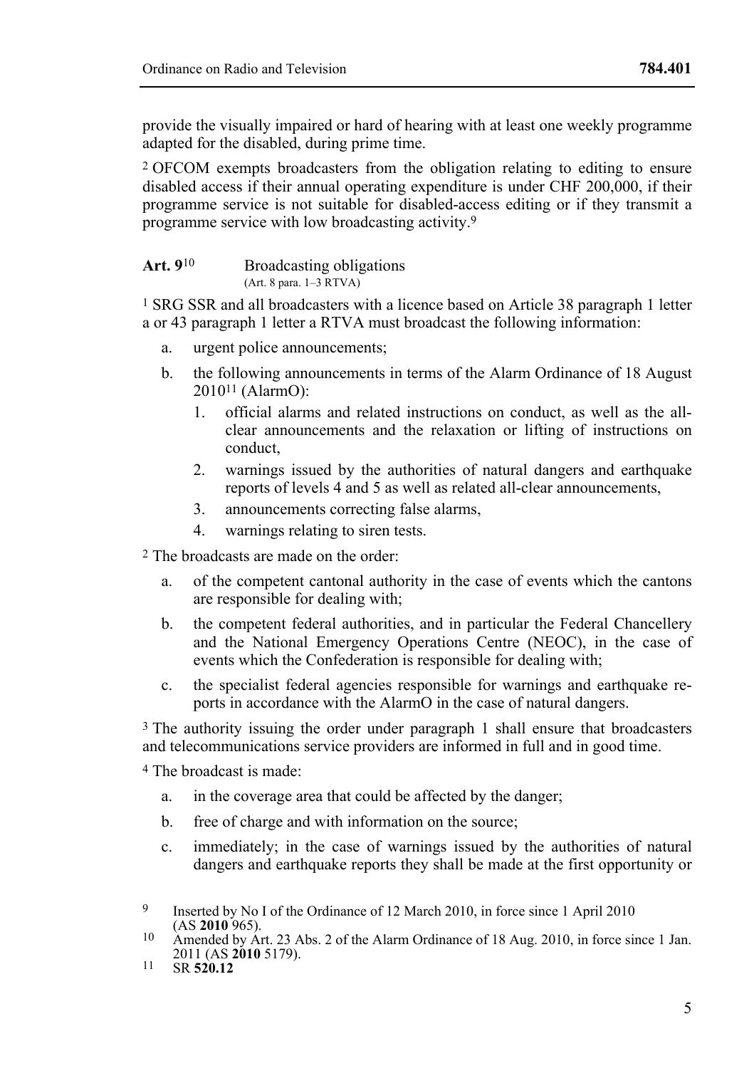provide the visually impaired or hard of hearing with at least one weekly programme adapted for the disabled, during prime time.

[2] OFCOM exempts broadcasters from the obligation relating to editing to ensure disabled access if their annual operating expenditure is under CHF 200,000, if their programme service is not suitable for disabled-access editing or if they transmit a programme service with low broadcasting activity.[9]

**Art. 9**[10] Broadcasting obligations
(Art. 8 para. 1–3 RTVA)

[1] SRG SSR and all broadcasters with a licence based on Article 38 paragraph 1 letter a or 43 paragraph 1 letter a RTVA must broadcast the following information:

a. urgent police announcements;
b. the following announcements in terms of the Alarm Ordinance of 18 August 2010[11] (AlarmO):
   1. official alarms and related instructions on conduct, as well as the all-clear announcements and the relaxation or lifting of instructions on conduct,
   2. warnings issued by the authorities of natural dangers and earthquake reports of levels 4 and 5 as well as related all-clear announcements,
   3. announcements correcting false alarms,
   4. warnings relating to siren tests.

[2] The broadcasts are made on the order:

a. of the competent cantonal authority in the case of events which the cantons are responsible for dealing with;
b. the competent federal authorities, and in particular the Federal Chancellery and the National Emergency Operations Centre (NEOC), in the case of events which the Confederation is responsible for dealing with;
c. the specialist federal agencies responsible for warnings and earthquake reports in accordance with the AlarmO in the case of natural dangers.

[3] The authority issuing the order under paragraph 1 shall ensure that broadcasters and telecommunications service providers are informed in full and in good time.

[4] The broadcast is made:

a. in the coverage area that could be affected by the danger;
b. free of charge and with information on the source;
c. immediately; in the case of warnings issued by the authorities of natural dangers and earthquake reports they shall be made at the first opportunity or

---

[9] Inserted by No I of the Ordinance of 12 March 2010, in force since 1 April 2010 (AS **2010** 965).

[10] Amended by Art. 23 Abs. 2 of the Alarm Ordinance of 18 Aug. 2010, in force since 1 Jan. 2011 (AS **2010** 5179).

[11] SR **520.12**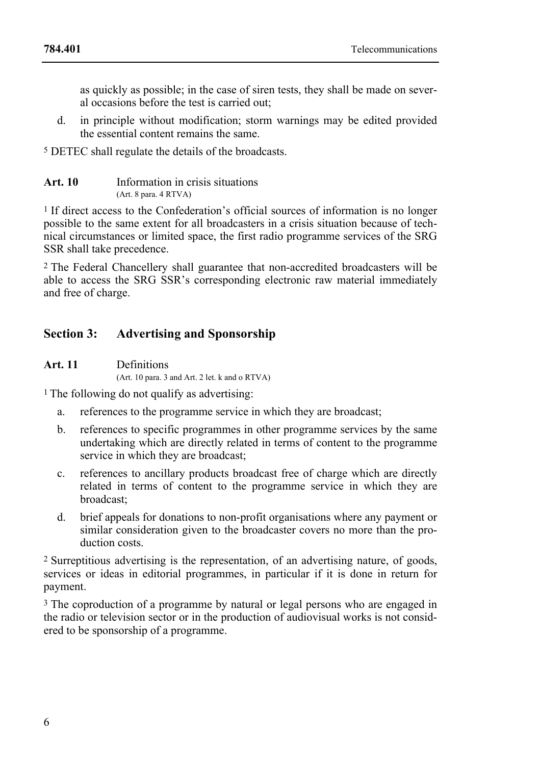as quickly as possible; in the case of siren tests, they shall be made on several occasions before the test is carried out;

d. in principle without modification; storm warnings may be edited provided the essential content remains the same.

5 DETEC shall regulate the details of the broadcasts.

**Art. 10** Information in crisis situations
(Art. 8 para. 4 RTVA)

1 If direct access to the Confederation's official sources of information is no longer possible to the same extent for all broadcasters in a crisis situation because of technical circumstances or limited space, the first radio programme services of the SRG SSR shall take precedence.

2 The Federal Chancellery shall guarantee that non-accredited broadcasters will be able to access the SRG SSR's corresponding electronic raw material immediately and free of charge.

## Section 3: Advertising and Sponsorship

**Art. 11** Definitions
(Art. 10 para. 3 and Art. 2 let. k and o RTVA)

1 The following do not qualify as advertising:

a. references to the programme service in which they are broadcast;

b. references to specific programmes in other programme services by the same undertaking which are directly related in terms of content to the programme service in which they are broadcast;

c. references to ancillary products broadcast free of charge which are directly related in terms of content to the programme service in which they are broadcast;

d. brief appeals for donations to non-profit organisations where any payment or similar consideration given to the broadcaster covers no more than the production costs.

2 Surreptitious advertising is the representation, of an advertising nature, of goods, services or ideas in editorial programmes, in particular if it is done in return for payment.

3 The coproduction of a programme by natural or legal persons who are engaged in the radio or television sector or in the production of audiovisual works is not considered to be sponsorship of a programme.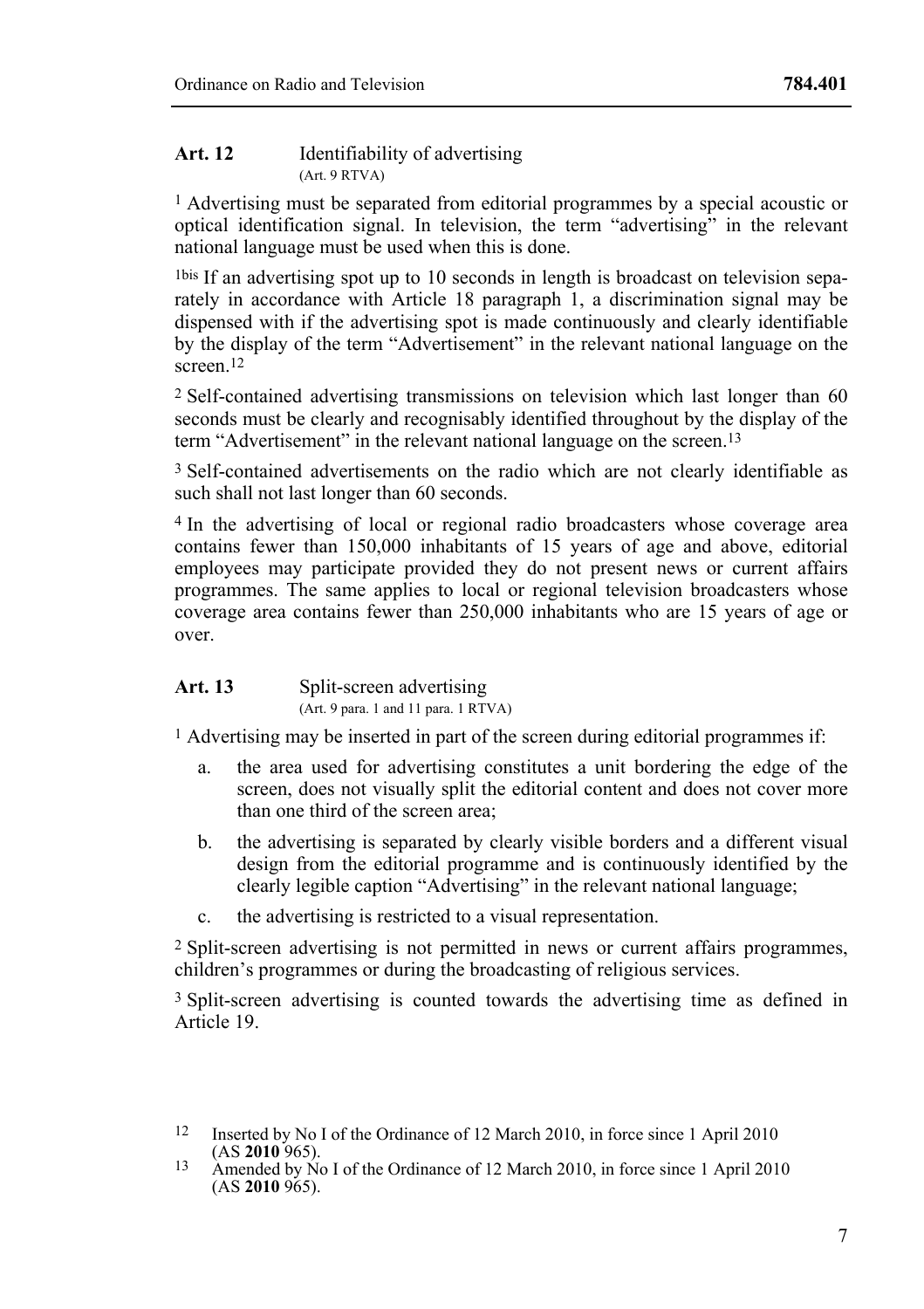**Art. 12** Identifiability of advertising
(Art. 9 RTVA)

[1] Advertising must be separated from editorial programmes by a special acoustic or optical identification signal. In television, the term "advertising" in the relevant national language must be used when this is done.

[1bis] If an advertising spot up to 10 seconds in length is broadcast on television separately in accordance with Article 18 paragraph 1, a discrimination signal may be dispensed with if the advertising spot is made continuously and clearly identifiable by the display of the term "Advertisement" in the relevant national language on the screen.[12]

[2] Self-contained advertising transmissions on television which last longer than 60 seconds must be clearly and recognisably identified throughout by the display of the term "Advertisement" in the relevant national language on the screen.[13]

[3] Self-contained advertisements on the radio which are not clearly identifiable as such shall not last longer than 60 seconds.

[4] In the advertising of local or regional radio broadcasters whose coverage area contains fewer than 150,000 inhabitants of 15 years of age and above, editorial employees may participate provided they do not present news or current affairs programmes. The same applies to local or regional television broadcasters whose coverage area contains fewer than 250,000 inhabitants who are 15 years of age or over.

**Art. 13** Split-screen advertising
(Art. 9 para. 1 and 11 para. 1 RTVA)

[1] Advertising may be inserted in part of the screen during editorial programmes if:

a. the area used for advertising constitutes a unit bordering the edge of the screen, does not visually split the editorial content and does not cover more than one third of the screen area;

b. the advertising is separated by clearly visible borders and a different visual design from the editorial programme and is continuously identified by the clearly legible caption "Advertising" in the relevant national language;

c. the advertising is restricted to a visual representation.

[2] Split-screen advertising is not permitted in news or current affairs programmes, children's programmes or during the broadcasting of religious services.

[3] Split-screen advertising is counted towards the advertising time as defined in Article 19.

---

[12] Inserted by No I of the Ordinance of 12 March 2010, in force since 1 April 2010 (AS **2010** 965).

[13] Amended by No I of the Ordinance of 12 March 2010, in force since 1 April 2010 (AS **2010** 965).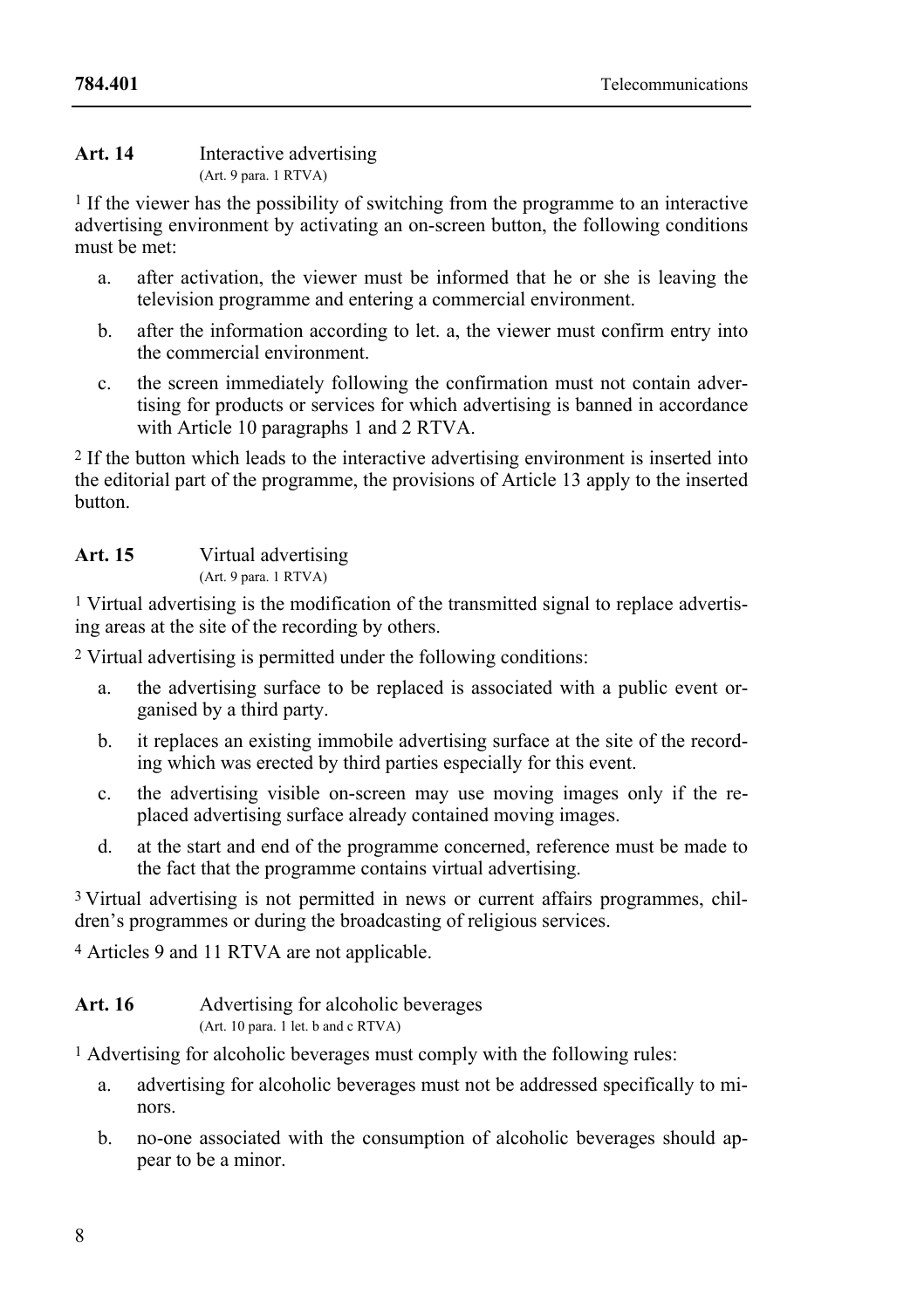**Art. 14** Interactive advertising
(Art. 9 para. 1 RTVA)

[1] If the viewer has the possibility of switching from the programme to an interactive advertising environment by activating an on-screen button, the following conditions must be met:

a. after activation, the viewer must be informed that he or she is leaving the television programme and entering a commercial environment.

b. after the information according to let. a, the viewer must confirm entry into the commercial environment.

c. the screen immediately following the confirmation must not contain advertising for products or services for which advertising is banned in accordance with Article 10 paragraphs 1 and 2 RTVA.

[2] If the button which leads to the interactive advertising environment is inserted into the editorial part of the programme, the provisions of Article 13 apply to the inserted button.

**Art. 15** Virtual advertising
(Art. 9 para. 1 RTVA)

[1] Virtual advertising is the modification of the transmitted signal to replace advertising areas at the site of the recording by others.

[2] Virtual advertising is permitted under the following conditions:

a. the advertising surface to be replaced is associated with a public event organised by a third party.

b. it replaces an existing immobile advertising surface at the site of the recording which was erected by third parties especially for this event.

c. the advertising visible on-screen may use moving images only if the replaced advertising surface already contained moving images.

d. at the start and end of the programme concerned, reference must be made to the fact that the programme contains virtual advertising.

[3] Virtual advertising is not permitted in news or current affairs programmes, children's programmes or during the broadcasting of religious services.

[4] Articles 9 and 11 RTVA are not applicable.

**Art. 16** Advertising for alcoholic beverages
(Art. 10 para. 1 let. b and c RTVA)

[1] Advertising for alcoholic beverages must comply with the following rules:

a. advertising for alcoholic beverages must not be addressed specifically to minors.

b. no-one associated with the consumption of alcoholic beverages should appear to be a minor.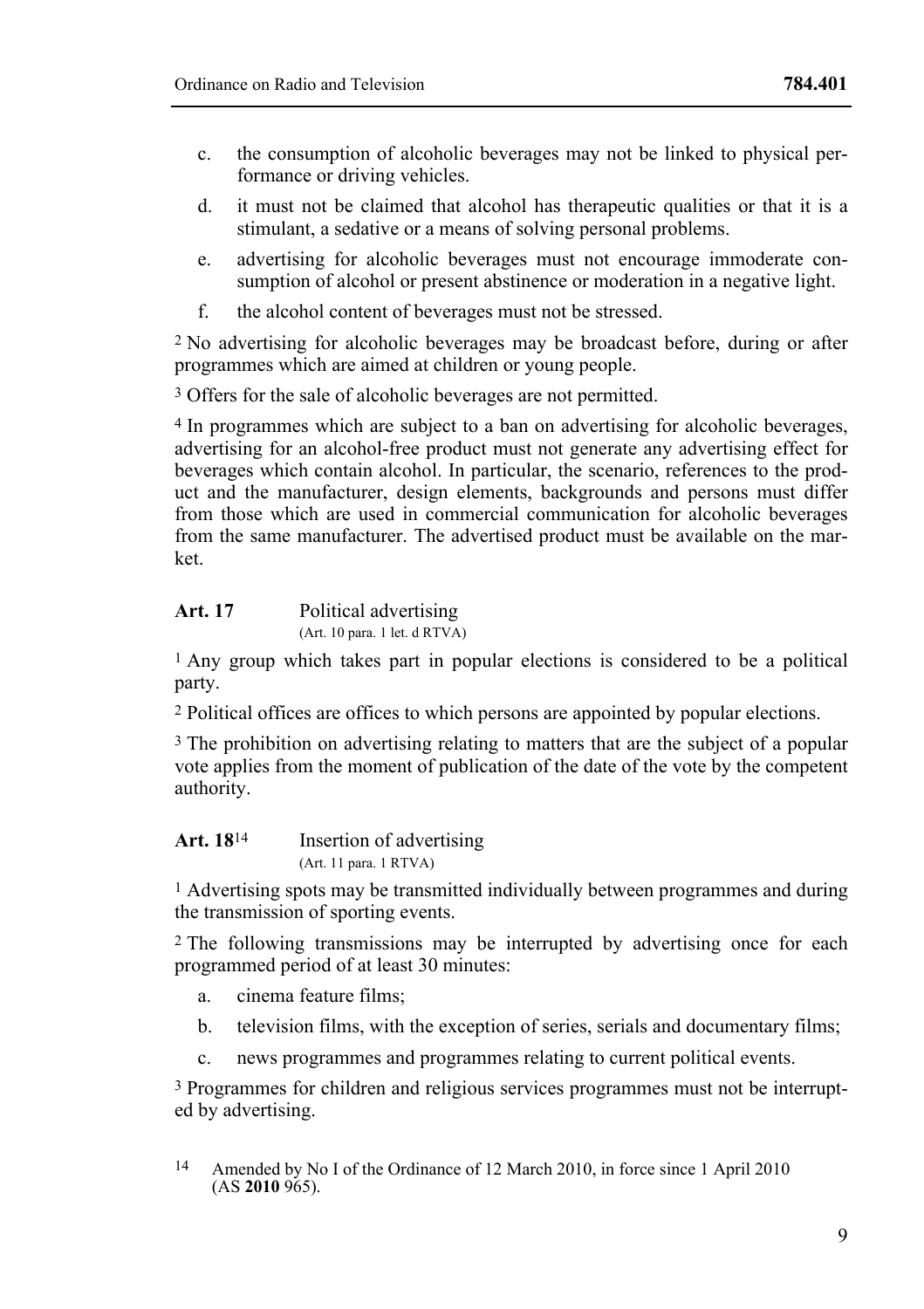- c. the consumption of alcoholic beverages may not be linked to physical performance or driving vehicles.
- d. it must not be claimed that alcohol has therapeutic qualities or that it is a stimulant, a sedative or a means of solving personal problems.
- e. advertising for alcoholic beverages must not encourage immoderate consumption of alcohol or present abstinence or moderation in a negative light.
- f. the alcohol content of beverages must not be stressed.

[2] No advertising for alcoholic beverages may be broadcast before, during or after programmes which are aimed at children or young people.

[3] Offers for the sale of alcoholic beverages are not permitted.

[4] In programmes which are subject to a ban on advertising for alcoholic beverages, advertising for an alcohol-free product must not generate any advertising effect for beverages which contain alcohol. In particular, the scenario, references to the product and the manufacturer, design elements, backgrounds and persons must differ from those which are used in commercial communication for alcoholic beverages from the same manufacturer. The advertised product must be available on the market.

### Art. 17 Political advertising
(Art. 10 para. 1 let. d RTVA)

[1] Any group which takes part in popular elections is considered to be a political party.

[2] Political offices are offices to which persons are appointed by popular elections.

[3] The prohibition on advertising relating to matters that are the subject of a popular vote applies from the moment of publication of the date of the vote by the competent authority.

### Art. 18[14] Insertion of advertising
(Art. 11 para. 1 RTVA)

[1] Advertising spots may be transmitted individually between programmes and during the transmission of sporting events.

[2] The following transmissions may be interrupted by advertising once for each programmed period of at least 30 minutes:

- a. cinema feature films;
- b. television films, with the exception of series, serials and documentary films;
- c. news programmes and programmes relating to current political events.

[3] Programmes for children and religious services programmes must not be interrupted by advertising.

---

[14] Amended by No I of the Ordinance of 12 March 2010, in force since 1 April 2010 (AS **2010** 965).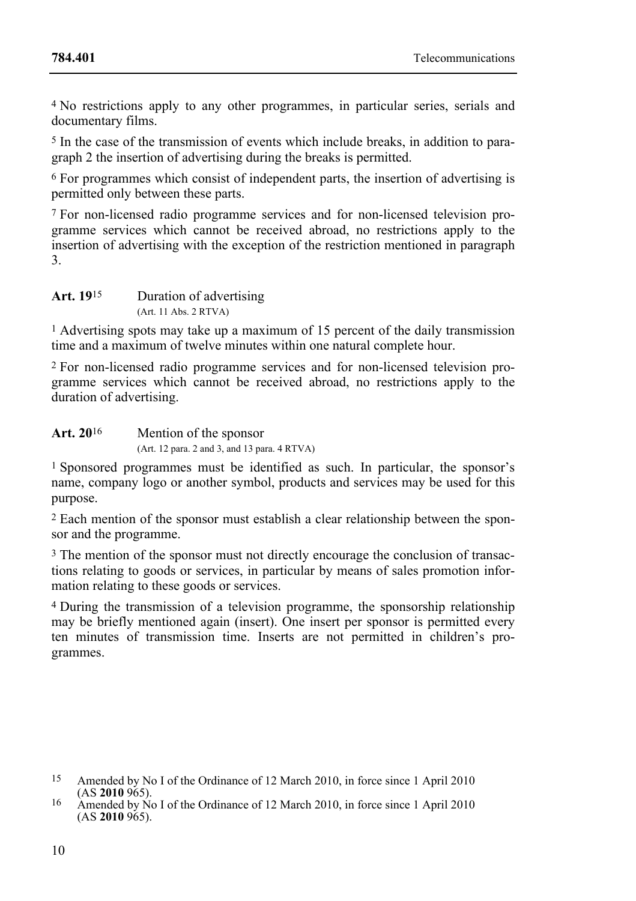[4] No restrictions apply to any other programmes, in particular series, serials and documentary films.

[5] In the case of the transmission of events which include breaks, in addition to paragraph 2 the insertion of advertising during the breaks is permitted.

[6] For programmes which consist of independent parts, the insertion of advertising is permitted only between these parts.

[7] For non-licensed radio programme services and for non-licensed television programme services which cannot be received abroad, no restrictions apply to the insertion of advertising with the exception of the restriction mentioned in paragraph 3.

### Art. 19[15] Duration of advertising

(Art. 11 Abs. 2 RTVA)

[1] Advertising spots may take up a maximum of 15 percent of the daily transmission time and a maximum of twelve minutes within one natural complete hour.

[2] For non-licensed radio programme services and for non-licensed television programme services which cannot be received abroad, no restrictions apply to the duration of advertising.

### Art. 20[16] Mention of the sponsor

(Art. 12 para. 2 and 3, and 13 para. 4 RTVA)

[1] Sponsored programmes must be identified as such. In particular, the sponsor's name, company logo or another symbol, products and services may be used for this purpose.

[2] Each mention of the sponsor must establish a clear relationship between the sponsor and the programme.

[3] The mention of the sponsor must not directly encourage the conclusion of transactions relating to goods or services, in particular by means of sales promotion information relating to these goods or services.

[4] During the transmission of a television programme, the sponsorship relationship may be briefly mentioned again (insert). One insert per sponsor is permitted every ten minutes of transmission time. Inserts are not permitted in children's programmes.

---

[15] Amended by No I of the Ordinance of 12 March 2010, in force since 1 April 2010 (AS **2010** 965).

[16] Amended by No I of the Ordinance of 12 March 2010, in force since 1 April 2010 (AS **2010** 965).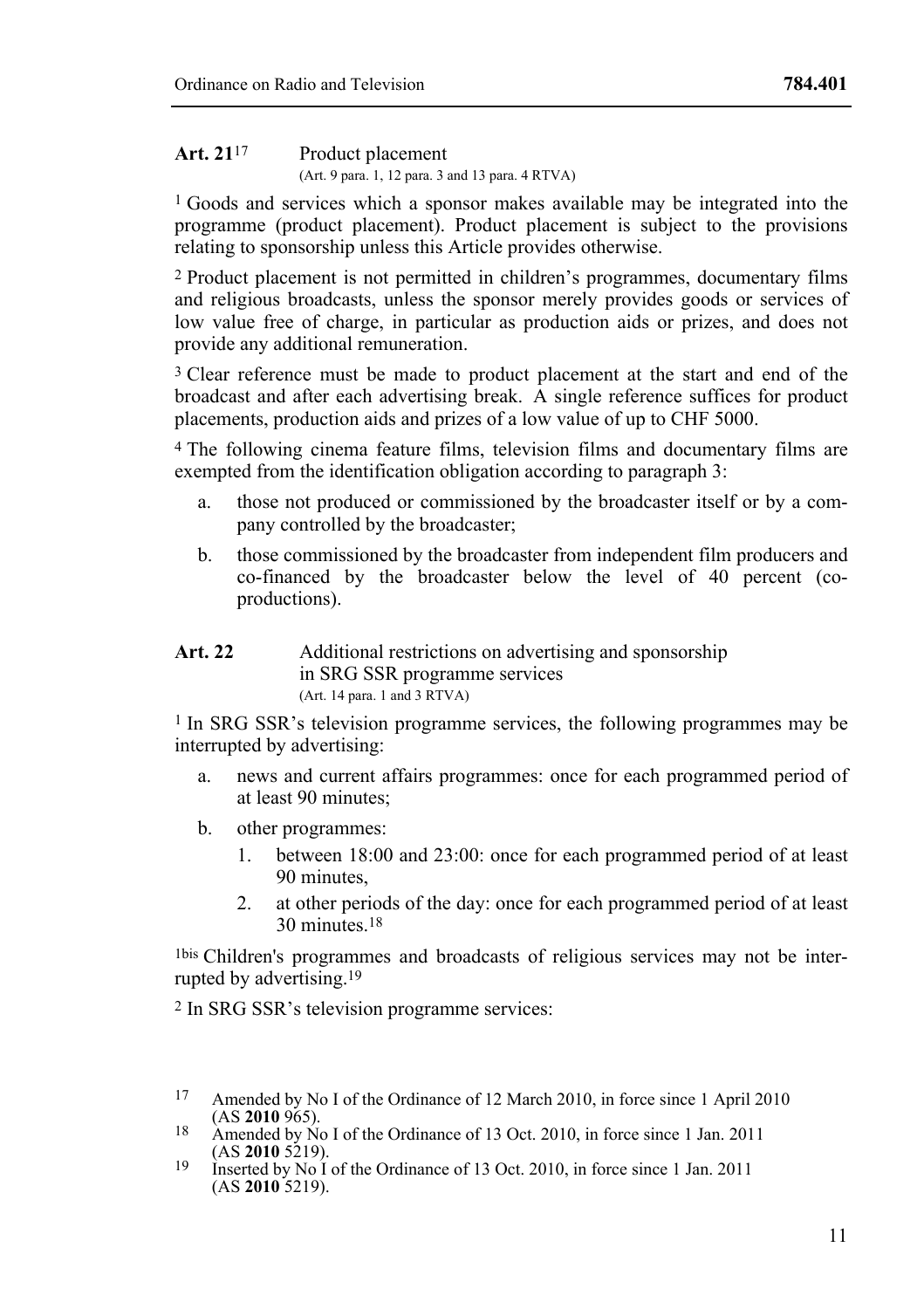**Art. 21**[17] Product placement

(Art. 9 para. 1, 12 para. 3 and 13 para. 4 RTVA)

[1] Goods and services which a sponsor makes available may be integrated into the programme (product placement). Product placement is subject to the provisions relating to sponsorship unless this Article provides otherwise.

[2] Product placement is not permitted in children's programmes, documentary films and religious broadcasts, unless the sponsor merely provides goods or services of low value free of charge, in particular as production aids or prizes, and does not provide any additional remuneration.

[3] Clear reference must be made to product placement at the start and end of the broadcast and after each advertising break. A single reference suffices for product placements, production aids and prizes of a low value of up to CHF 5000.

[4] The following cinema feature films, television films and documentary films are exempted from the identification obligation according to paragraph 3:

a. those not produced or commissioned by the broadcaster itself or by a company controlled by the broadcaster;

b. those commissioned by the broadcaster from independent film producers and co-financed by the broadcaster below the level of 40 percent (co-productions).

**Art. 22** Additional restrictions on advertising and sponsorship in SRG SSR programme services

(Art. 14 para. 1 and 3 RTVA)

[1] In SRG SSR's television programme services, the following programmes may be interrupted by advertising:

a. news and current affairs programmes: once for each programmed period of at least 90 minutes;

b. other programmes:

1. between 18:00 and 23:00: once for each programmed period of at least 90 minutes,

2. at other periods of the day: once for each programmed period of at least 30 minutes.[18]

[1bis] Children's programmes and broadcasts of religious services may not be interrupted by advertising.[19]

[2] In SRG SSR's television programme services:

---

[17] Amended by No I of the Ordinance of 12 March 2010, in force since 1 April 2010 (AS **2010** 965).

[18] Amended by No I of the Ordinance of 13 Oct. 2010, in force since 1 Jan. 2011 (AS **2010** 5219).

[19] Inserted by No I of the Ordinance of 13 Oct. 2010, in force since 1 Jan. 2011 (AS **2010** 5219).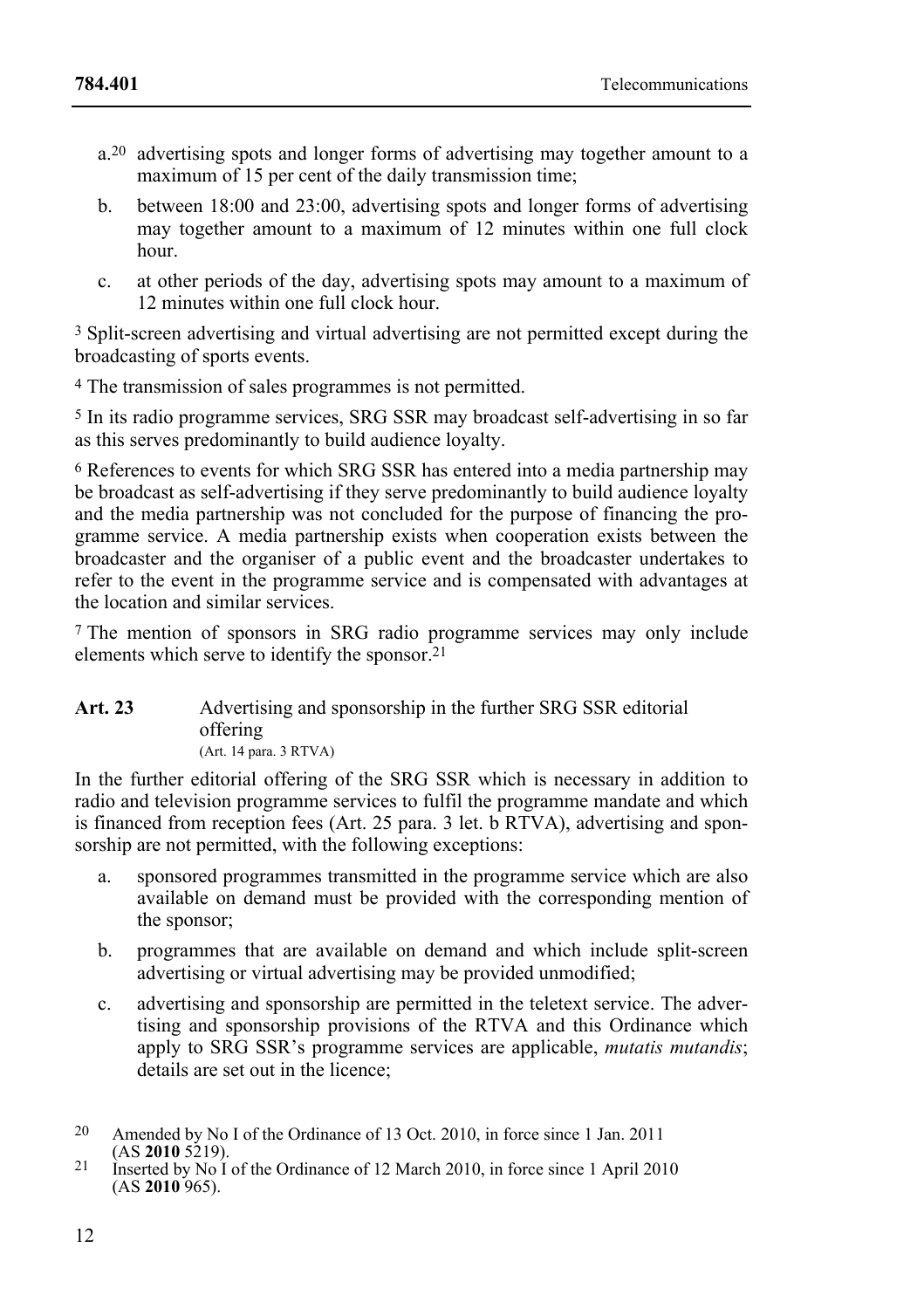- a.[20] advertising spots and longer forms of advertising may together amount to a maximum of 15 per cent of the daily transmission time;
- b. between 18:00 and 23:00, advertising spots and longer forms of advertising may together amount to a maximum of 12 minutes within one full clock hour.
- c. at other periods of the day, advertising spots may amount to a maximum of 12 minutes within one full clock hour.

[3] Split-screen advertising and virtual advertising are not permitted except during the broadcasting of sports events.

[4] The transmission of sales programmes is not permitted.

[5] In its radio programme services, SRG SSR may broadcast self-advertising in so far as this serves predominantly to build audience loyalty.

[6] References to events for which SRG SSR has entered into a media partnership may be broadcast as self-advertising if they serve predominantly to build audience loyalty and the media partnership was not concluded for the purpose of financing the programme service. A media partnership exists when cooperation exists between the broadcaster and the organiser of a public event and the broadcaster undertakes to refer to the event in the programme service and is compensated with advantages at the location and similar services.

[7] The mention of sponsors in SRG radio programme services may only include elements which serve to identify the sponsor.[21]

**Art. 23** Advertising and sponsorship in the further SRG SSR editorial offering
(Art. 14 para. 3 RTVA)

In the further editorial offering of the SRG SSR which is necessary in addition to radio and television programme services to fulfil the programme mandate and which is financed from reception fees (Art. 25 para. 3 let. b RTVA), advertising and sponsorship are not permitted, with the following exceptions:

- a. sponsored programmes transmitted in the programme service which are also available on demand must be provided with the corresponding mention of the sponsor;
- b. programmes that are available on demand and which include split-screen advertising or virtual advertising may be provided unmodified;
- c. advertising and sponsorship are permitted in the teletext service. The advertising and sponsorship provisions of the RTVA and this Ordinance which apply to SRG SSR's programme services are applicable, *mutatis mutandis*; details are set out in the licence;

[20] Amended by No I of the Ordinance of 13 Oct. 2010, in force since 1 Jan. 2011 (AS **2010** 5219).

[21] Inserted by No I of the Ordinance of 12 March 2010, in force since 1 April 2010 (AS **2010** 965).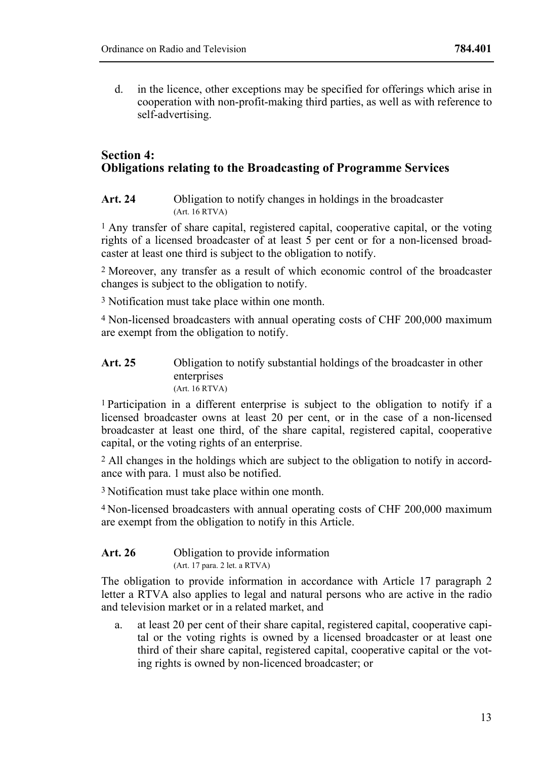d. in the licence, other exceptions may be specified for offerings which arise in cooperation with non-profit-making third parties, as well as with reference to self-advertising.

## Section 4: Obligations relating to the Broadcasting of Programme Services

**Art. 24** Obligation to notify changes in holdings in the broadcaster
(Art. 16 RTVA)

[1] Any transfer of share capital, registered capital, cooperative capital, or the voting rights of a licensed broadcaster of at least 5 per cent or for a non-licensed broadcaster at least one third is subject to the obligation to notify.

[2] Moreover, any transfer as a result of which economic control of the broadcaster changes is subject to the obligation to notify.

[3] Notification must take place within one month.

[4] Non-licensed broadcasters with annual operating costs of CHF 200,000 maximum are exempt from the obligation to notify.

**Art. 25** Obligation to notify substantial holdings of the broadcaster in other enterprises
(Art. 16 RTVA)

[1] Participation in a different enterprise is subject to the obligation to notify if a licensed broadcaster owns at least 20 per cent, or in the case of a non-licensed broadcaster at least one third, of the share capital, registered capital, cooperative capital, or the voting rights of an enterprise.

[2] All changes in the holdings which are subject to the obligation to notify in accordance with para. 1 must also be notified.

[3] Notification must take place within one month.

[4] Non-licensed broadcasters with annual operating costs of CHF 200,000 maximum are exempt from the obligation to notify in this Article.

**Art. 26** Obligation to provide information
(Art. 17 para. 2 let. a RTVA)

The obligation to provide information in accordance with Article 17 paragraph 2 letter a RTVA also applies to legal and natural persons who are active in the radio and television market or in a related market, and

a. at least 20 per cent of their share capital, registered capital, cooperative capital or the voting rights is owned by a licensed broadcaster or at least one third of their share capital, registered capital, cooperative capital or the voting rights is owned by non-licenced broadcaster; or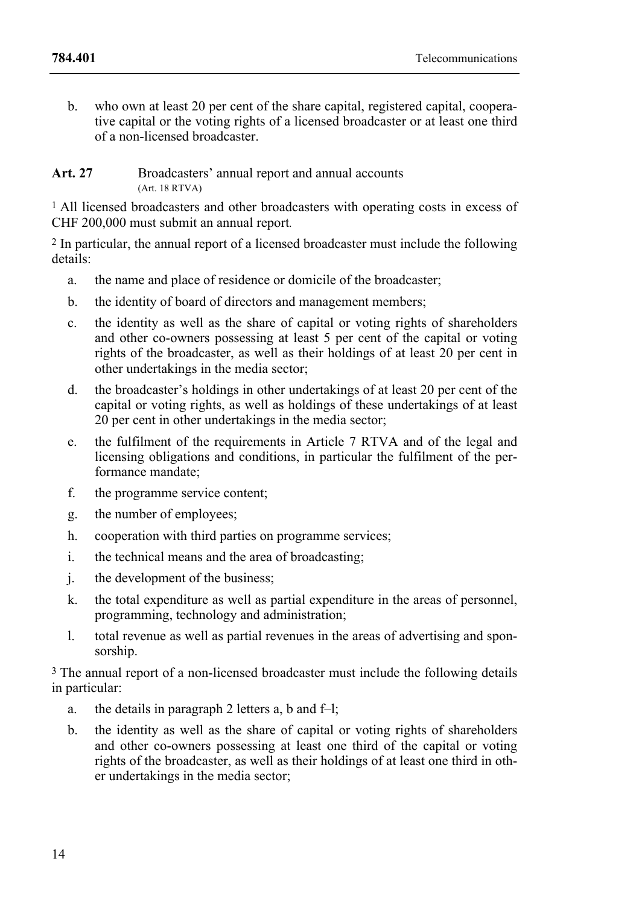b. who own at least 20 per cent of the share capital, registered capital, cooperative capital or the voting rights of a licensed broadcaster or at least one third of a non-licensed broadcaster.

**Art. 27** Broadcasters' annual report and annual accounts
(Art. 18 RTVA)

[1] All licensed broadcasters and other broadcasters with operating costs in excess of CHF 200,000 must submit an annual report.

[2] In particular, the annual report of a licensed broadcaster must include the following details:

a. the name and place of residence or domicile of the broadcaster;

b. the identity of board of directors and management members;

c. the identity as well as the share of capital or voting rights of shareholders and other co-owners possessing at least 5 per cent of the capital or voting rights of the broadcaster, as well as their holdings of at least 20 per cent in other undertakings in the media sector;

d. the broadcaster's holdings in other undertakings of at least 20 per cent of the capital or voting rights, as well as holdings of these undertakings of at least 20 per cent in other undertakings in the media sector;

e. the fulfilment of the requirements in Article 7 RTVA and of the legal and licensing obligations and conditions, in particular the fulfilment of the performance mandate;

f. the programme service content;

g. the number of employees;

h. cooperation with third parties on programme services;

i. the technical means and the area of broadcasting;

j. the development of the business;

k. the total expenditure as well as partial expenditure in the areas of personnel, programming, technology and administration;

l. total revenue as well as partial revenues in the areas of advertising and sponsorship.

[3] The annual report of a non-licensed broadcaster must include the following details in particular:

a. the details in paragraph 2 letters a, b and f–l;

b. the identity as well as the share of capital or voting rights of shareholders and other co-owners possessing at least one third of the capital or voting rights of the broadcaster, as well as their holdings of at least one third in other undertakings in the media sector;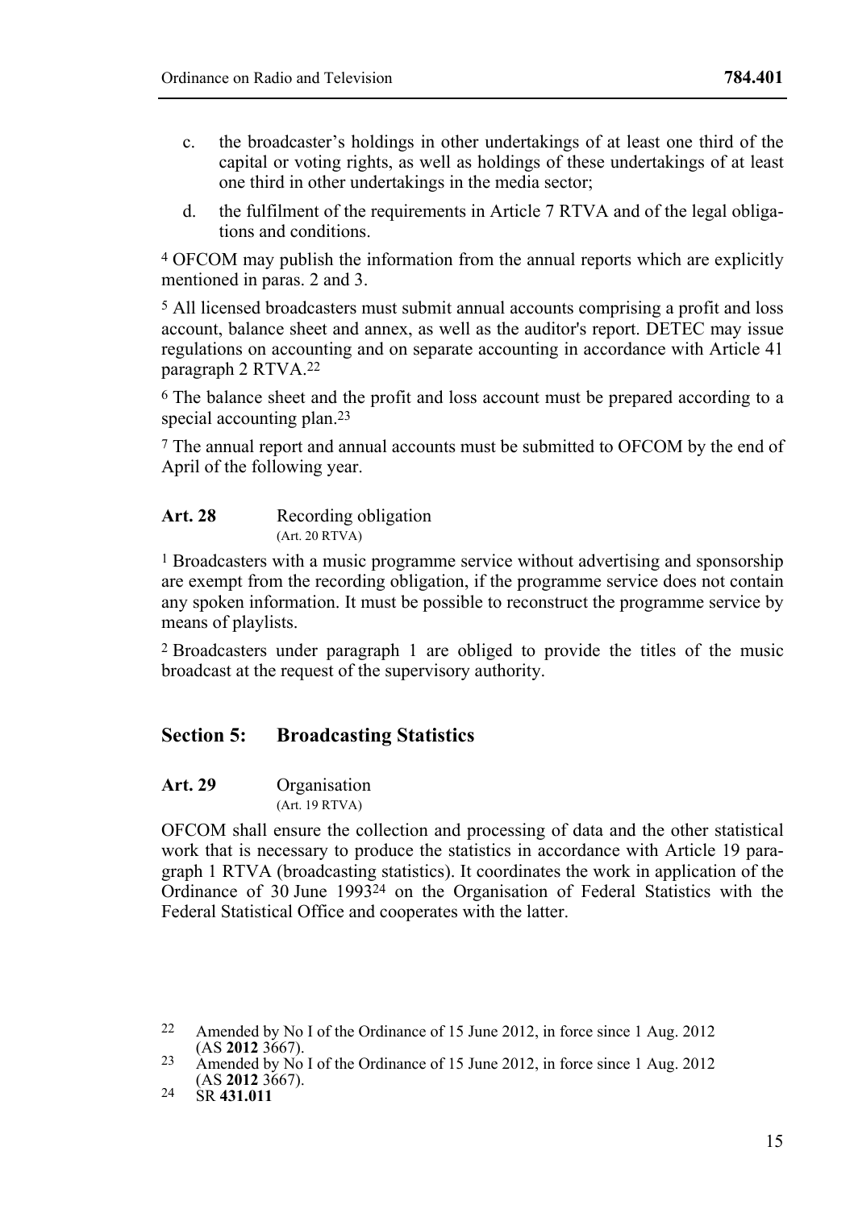c. the broadcaster's holdings in other undertakings of at least one third of the capital or voting rights, as well as holdings of these undertakings of at least one third in other undertakings in the media sector;

d. the fulfilment of the requirements in Article 7 RTVA and of the legal obligations and conditions.

[4] OFCOM may publish the information from the annual reports which are explicitly mentioned in paras. 2 and 3.

[5] All licensed broadcasters must submit annual accounts comprising a profit and loss account, balance sheet and annex, as well as the auditor's report. DETEC may issue regulations on accounting and on separate accounting in accordance with Article 41 paragraph 2 RTVA.[22]

[6] The balance sheet and the profit and loss account must be prepared according to a special accounting plan.[23]

[7] The annual report and annual accounts must be submitted to OFCOM by the end of April of the following year.

**Art. 28** Recording obligation
(Art. 20 RTVA)

[1] Broadcasters with a music programme service without advertising and sponsorship are exempt from the recording obligation, if the programme service does not contain any spoken information. It must be possible to reconstruct the programme service by means of playlists.

[2] Broadcasters under paragraph 1 are obliged to provide the titles of the music broadcast at the request of the supervisory authority.

## Section 5: Broadcasting Statistics

**Art. 29** Organisation
(Art. 19 RTVA)

OFCOM shall ensure the collection and processing of data and the other statistical work that is necessary to produce the statistics in accordance with Article 19 paragraph 1 RTVA (broadcasting statistics). It coordinates the work in application of the Ordinance of 30 June 1993[24] on the Organisation of Federal Statistics with the Federal Statistical Office and cooperates with the latter.

---

22 Amended by No I of the Ordinance of 15 June 2012, in force since 1 Aug. 2012 (AS **2012** 3667).

23 Amended by No I of the Ordinance of 15 June 2012, in force since 1 Aug. 2012 (AS **2012** 3667).

24 SR **431.011**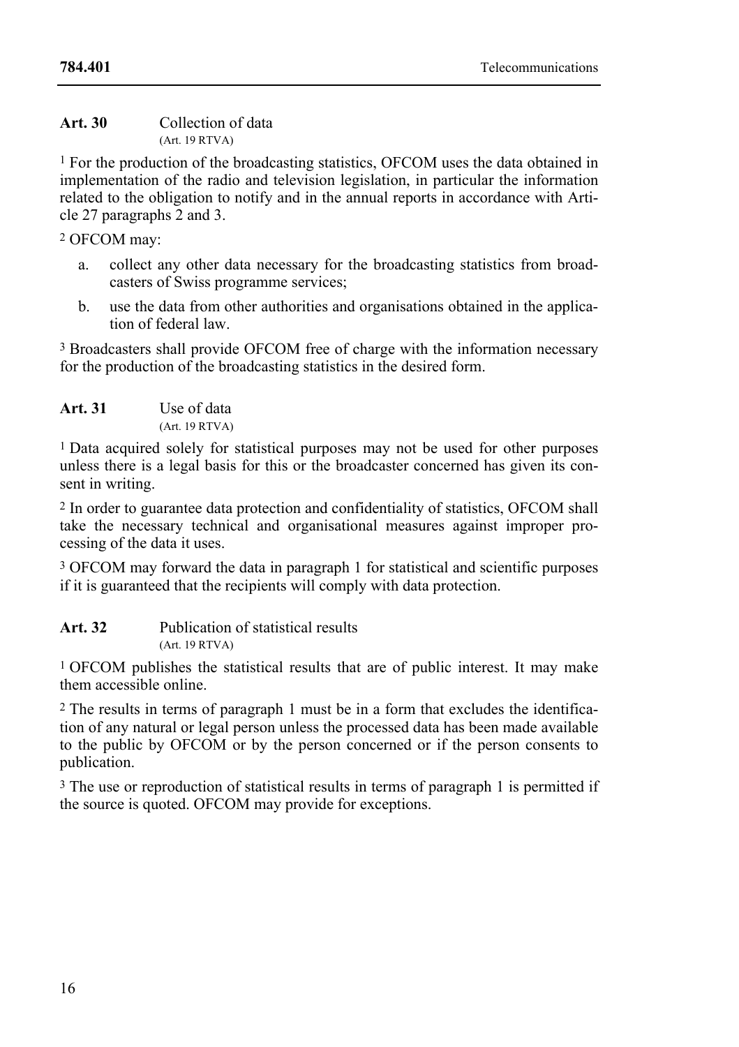**Art. 30** Collection of data
(Art. 19 RTVA)

[1] For the production of the broadcasting statistics, OFCOM uses the data obtained in implementation of the radio and television legislation, in particular the information related to the obligation to notify and in the annual reports in accordance with Article 27 paragraphs 2 and 3.

[2] OFCOM may:

a. collect any other data necessary for the broadcasting statistics from broadcasters of Swiss programme services;

b. use the data from other authorities and organisations obtained in the application of federal law.

[3] Broadcasters shall provide OFCOM free of charge with the information necessary for the production of the broadcasting statistics in the desired form.

**Art. 31** Use of data
(Art. 19 RTVA)

[1] Data acquired solely for statistical purposes may not be used for other purposes unless there is a legal basis for this or the broadcaster concerned has given its consent in writing.

[2] In order to guarantee data protection and confidentiality of statistics, OFCOM shall take the necessary technical and organisational measures against improper processing of the data it uses.

[3] OFCOM may forward the data in paragraph 1 for statistical and scientific purposes if it is guaranteed that the recipients will comply with data protection.

**Art. 32** Publication of statistical results
(Art. 19 RTVA)

[1] OFCOM publishes the statistical results that are of public interest. It may make them accessible online.

[2] The results in terms of paragraph 1 must be in a form that excludes the identification of any natural or legal person unless the processed data has been made available to the public by OFCOM or by the person concerned or if the person consents to publication.

[3] The use or reproduction of statistical results in terms of paragraph 1 is permitted if the source is quoted. OFCOM may provide for exceptions.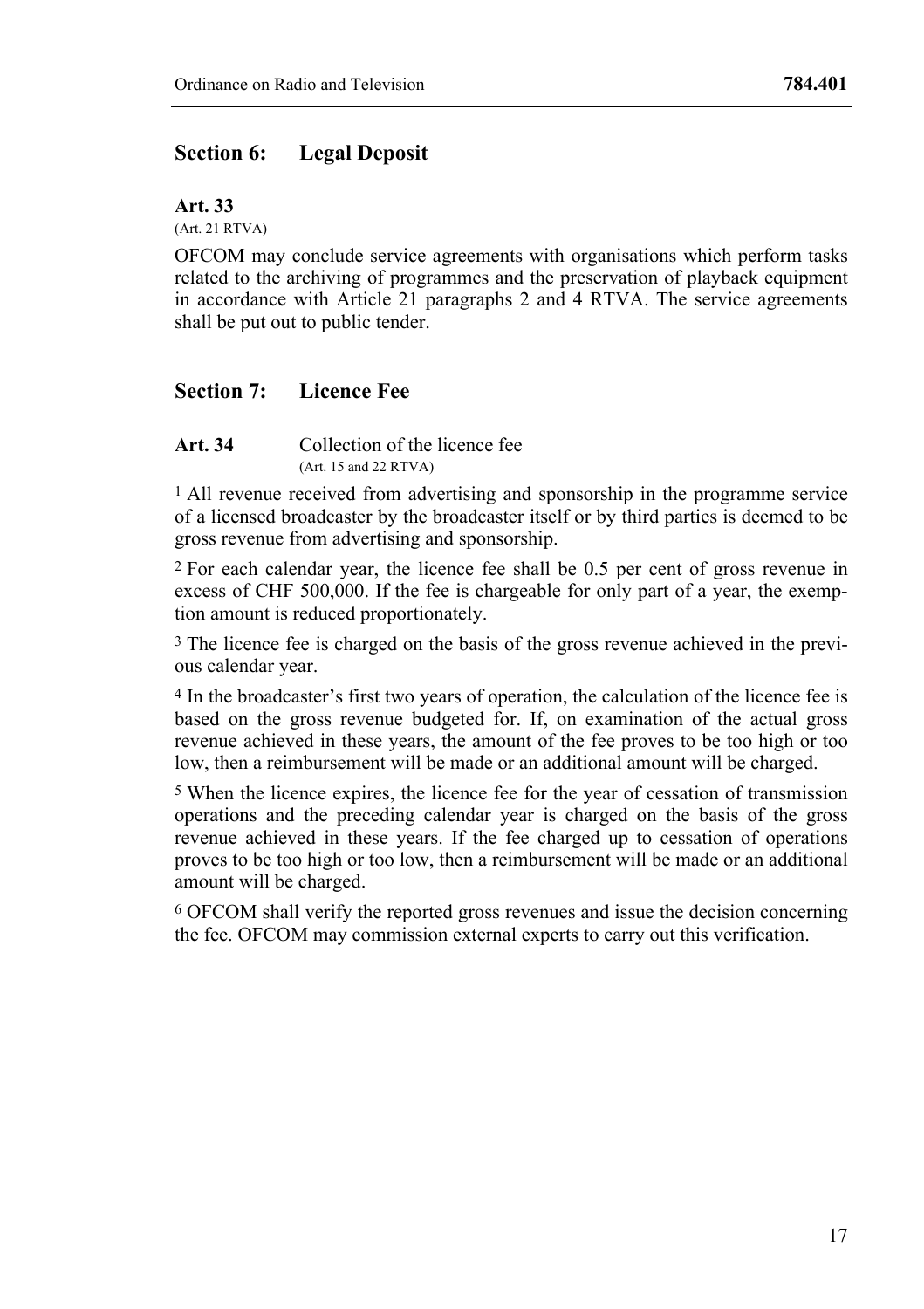## Section 6: Legal Deposit

**Art. 33**

(Art. 21 RTVA)

OFCOM may conclude service agreements with organisations which perform tasks related to the archiving of programmes and the preservation of playback equipment in accordance with Article 21 paragraphs 2 and 4 RTVA. The service agreements shall be put out to public tender.

## Section 7: Licence Fee

**Art. 34** Collection of the licence fee

(Art. 15 and 22 RTVA)

1 All revenue received from advertising and sponsorship in the programme service of a licensed broadcaster by the broadcaster itself or by third parties is deemed to be gross revenue from advertising and sponsorship.

2 For each calendar year, the licence fee shall be 0.5 per cent of gross revenue in excess of CHF 500,000. If the fee is chargeable for only part of a year, the exemption amount is reduced proportionately.

3 The licence fee is charged on the basis of the gross revenue achieved in the previous calendar year.

4 In the broadcaster's first two years of operation, the calculation of the licence fee is based on the gross revenue budgeted for. If, on examination of the actual gross revenue achieved in these years, the amount of the fee proves to be too high or too low, then a reimbursement will be made or an additional amount will be charged.

5 When the licence expires, the licence fee for the year of cessation of transmission operations and the preceding calendar year is charged on the basis of the gross revenue achieved in these years. If the fee charged up to cessation of operations proves to be too high or too low, then a reimbursement will be made or an additional amount will be charged.

6 OFCOM shall verify the reported gross revenues and issue the decision concerning the fee. OFCOM may commission external experts to carry out this verification.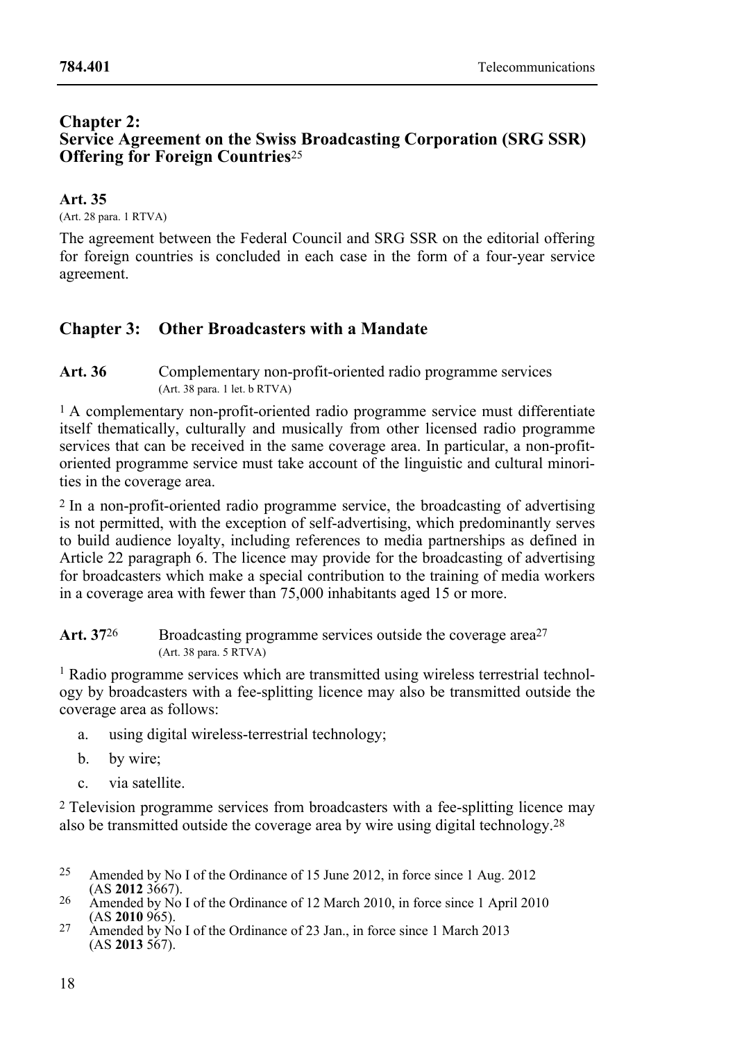## Chapter 2: Service Agreement on the Swiss Broadcasting Corporation (SRG SSR) Offering for Foreign Countries[25]

### Art. 35

(Art. 28 para. 1 RTVA)

The agreement between the Federal Council and SRG SSR on the editorial offering for foreign countries is concluded in each case in the form of a four-year service agreement.

## Chapter 3: Other Broadcasters with a Mandate

### Art. 36 Complementary non-profit-oriented radio programme services

(Art. 38 para. 1 let. b RTVA)

[1] A complementary non-profit-oriented radio programme service must differentiate itself thematically, culturally and musically from other licensed radio programme services that can be received in the same coverage area. In particular, a non-profit-oriented programme service must take account of the linguistic and cultural minorities in the coverage area.

[2] In a non-profit-oriented radio programme service, the broadcasting of advertising is not permitted, with the exception of self-advertising, which predominantly serves to build audience loyalty, including references to media partnerships as defined in Article 22 paragraph 6. The licence may provide for the broadcasting of advertising for broadcasters which make a special contribution to the training of media workers in a coverage area with fewer than 75,000 inhabitants aged 15 or more.

### Art. 37[26] Broadcasting programme services outside the coverage area[27]

(Art. 38 para. 5 RTVA)

[1] Radio programme services which are transmitted using wireless terrestrial technology by broadcasters with a fee-splitting licence may also be transmitted outside the coverage area as follows:

a. using digital wireless-terrestrial technology;

b. by wire;

c. via satellite.

[2] Television programme services from broadcasters with a fee-splitting licence may also be transmitted outside the coverage area by wire using digital technology.[28]

---

[25] Amended by No I of the Ordinance of 15 June 2012, in force since 1 Aug. 2012 (AS **2012** 3667).

[26] Amended by No I of the Ordinance of 12 March 2010, in force since 1 April 2010 (AS **2010** 965).

[27] Amended by No I of the Ordinance of 23 Jan., in force since 1 March 2013 (AS **2013** 567).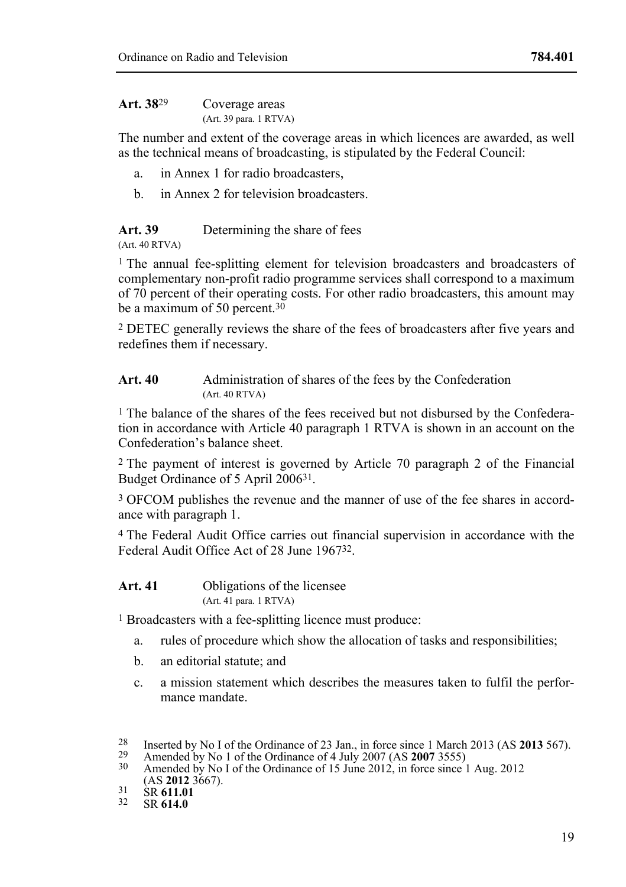**Art. 38**[29] Coverage areas
(Art. 39 para. 1 RTVA)

The number and extent of the coverage areas in which licences are awarded, as well as the technical means of broadcasting, is stipulated by the Federal Council:

a. in Annex 1 for radio broadcasters,

b. in Annex 2 for television broadcasters.

**Art. 39** Determining the share of fees
(Art. 40 RTVA)

[1] The annual fee-splitting element for television broadcasters and broadcasters of complementary non-profit radio programme services shall correspond to a maximum of 70 percent of their operating costs. For other radio broadcasters, this amount may be a maximum of 50 percent.[30]

[2] DETEC generally reviews the share of the fees of broadcasters after five years and redefines them if necessary.

**Art. 40** Administration of shares of the fees by the Confederation
(Art. 40 RTVA)

[1] The balance of the shares of the fees received but not disbursed by the Confederation in accordance with Article 40 paragraph 1 RTVA is shown in an account on the Confederation's balance sheet.

[2] The payment of interest is governed by Article 70 paragraph 2 of the Financial Budget Ordinance of 5 April 2006[31].

[3] OFCOM publishes the revenue and the manner of use of the fee shares in accordance with paragraph 1.

[4] The Federal Audit Office carries out financial supervision in accordance with the Federal Audit Office Act of 28 June 1967[32].

**Art. 41** Obligations of the licensee
(Art. 41 para. 1 RTVA)

[1] Broadcasters with a fee-splitting licence must produce:

a. rules of procedure which show the allocation of tasks and responsibilities;

b. an editorial statute; and

c. a mission statement which describes the measures taken to fulfil the performance mandate.

---

[28] Inserted by No I of the Ordinance of 23 Jan., in force since 1 March 2013 (AS **2013** 567).
[29] Amended by No 1 of the Ordinance of 4 July 2007 (AS **2007** 3555)
[30] Amended by No I of the Ordinance of 15 June 2012, in force since 1 Aug. 2012 (AS **2012** 3667).
[31] SR **611.01**
[32] SR **614.0**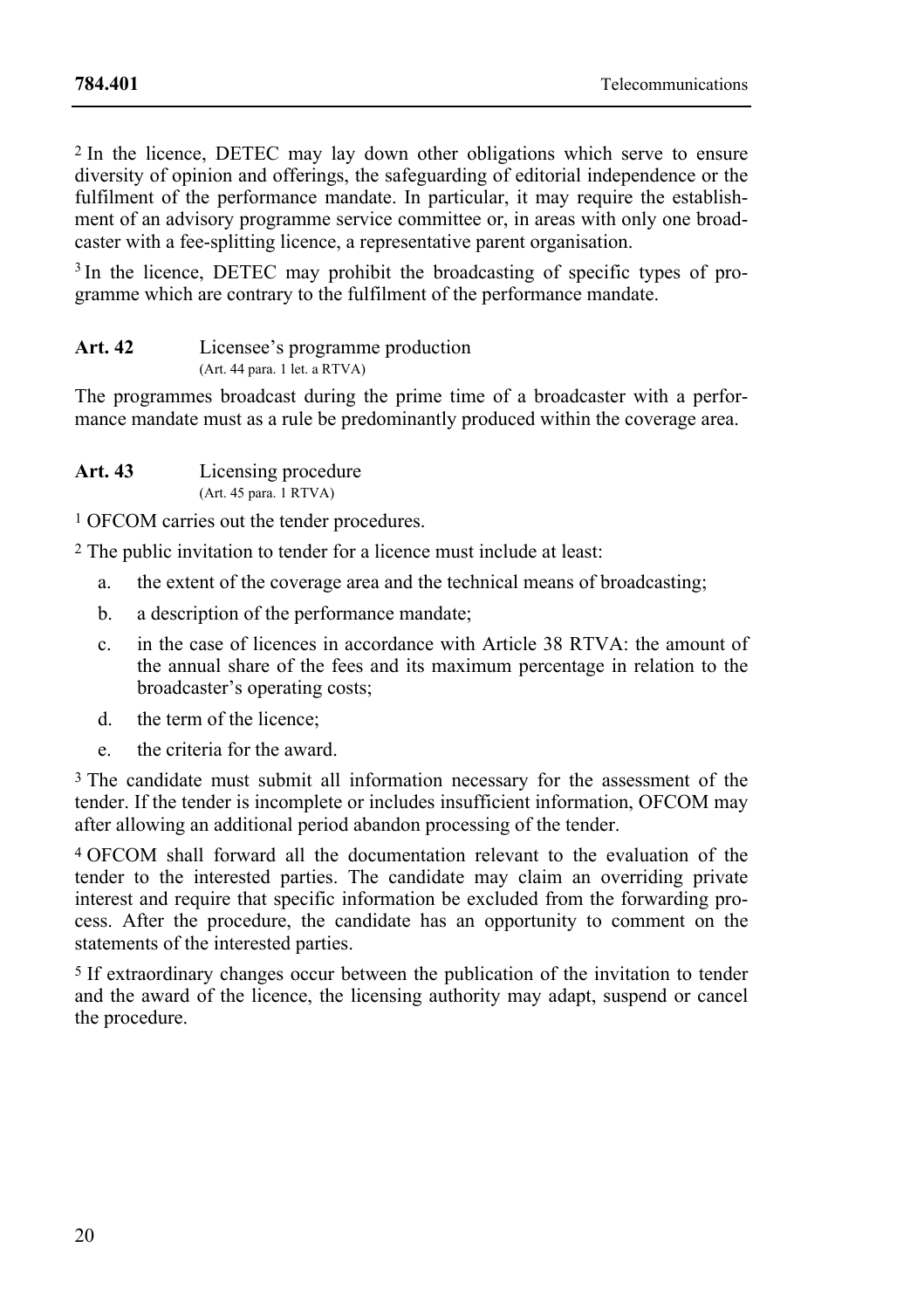[2] In the licence, DETEC may lay down other obligations which serve to ensure diversity of opinion and offerings, the safeguarding of editorial independence or the fulfilment of the performance mandate. In particular, it may require the establishment of an advisory programme service committee or, in areas with only one broadcaster with a fee-splitting licence, a representative parent organisation.

[3] In the licence, DETEC may prohibit the broadcasting of specific types of programme which are contrary to the fulfilment of the performance mandate.

**Art. 42** Licensee's programme production
(Art. 44 para. 1 let. a RTVA)

The programmes broadcast during the prime time of a broadcaster with a performance mandate must as a rule be predominantly produced within the coverage area.

**Art. 43** Licensing procedure
(Art. 45 para. 1 RTVA)

[1] OFCOM carries out the tender procedures.

[2] The public invitation to tender for a licence must include at least:

a. the extent of the coverage area and the technical means of broadcasting;

b. a description of the performance mandate;

c. in the case of licences in accordance with Article 38 RTVA: the amount of the annual share of the fees and its maximum percentage in relation to the broadcaster's operating costs;

d. the term of the licence;

e. the criteria for the award.

[3] The candidate must submit all information necessary for the assessment of the tender. If the tender is incomplete or includes insufficient information, OFCOM may after allowing an additional period abandon processing of the tender.

[4] OFCOM shall forward all the documentation relevant to the evaluation of the tender to the interested parties. The candidate may claim an overriding private interest and require that specific information be excluded from the forwarding process. After the procedure, the candidate has an opportunity to comment on the statements of the interested parties.

[5] If extraordinary changes occur between the publication of the invitation to tender and the award of the licence, the licensing authority may adapt, suspend or cancel the procedure.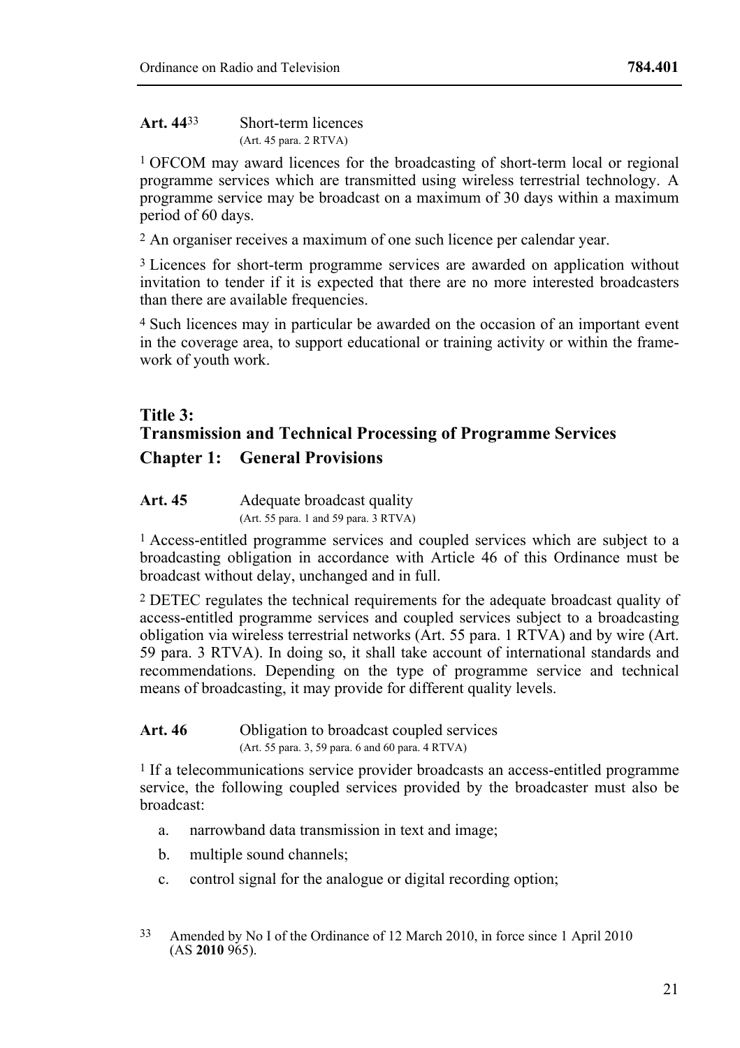**Art. 44**[33] Short-term licences
(Art. 45 para. 2 RTVA)

[1] OFCOM may award licences for the broadcasting of short-term local or regional programme services which are transmitted using wireless terrestrial technology. A programme service may be broadcast on a maximum of 30 days within a maximum period of 60 days.

[2] An organiser receives a maximum of one such licence per calendar year.

[3] Licences for short-term programme services are awarded on application without invitation to tender if it is expected that there are no more interested broadcasters than there are available frequencies.

[4] Such licences may in particular be awarded on the occasion of an important event in the coverage area, to support educational or training activity or within the framework of youth work.

# Title 3: Transmission and Technical Processing of Programme Services

## Chapter 1: General Provisions

**Art. 45** Adequate broadcast quality
(Art. 55 para. 1 and 59 para. 3 RTVA)

[1] Access-entitled programme services and coupled services which are subject to a broadcasting obligation in accordance with Article 46 of this Ordinance must be broadcast without delay, unchanged and in full.

[2] DETEC regulates the technical requirements for the adequate broadcast quality of access-entitled programme services and coupled services subject to a broadcasting obligation via wireless terrestrial networks (Art. 55 para. 1 RTVA) and by wire (Art. 59 para. 3 RTVA). In doing so, it shall take account of international standards and recommendations. Depending on the type of programme service and technical means of broadcasting, it may provide for different quality levels.

**Art. 46** Obligation to broadcast coupled services
(Art. 55 para. 3, 59 para. 6 and 60 para. 4 RTVA)

[1] If a telecommunications service provider broadcasts an access-entitled programme service, the following coupled services provided by the broadcaster must also be broadcast:

a. narrowband data transmission in text and image;
b. multiple sound channels;
c. control signal for the analogue or digital recording option;

[33] Amended by No I of the Ordinance of 12 March 2010, in force since 1 April 2010 (AS **2010** 965).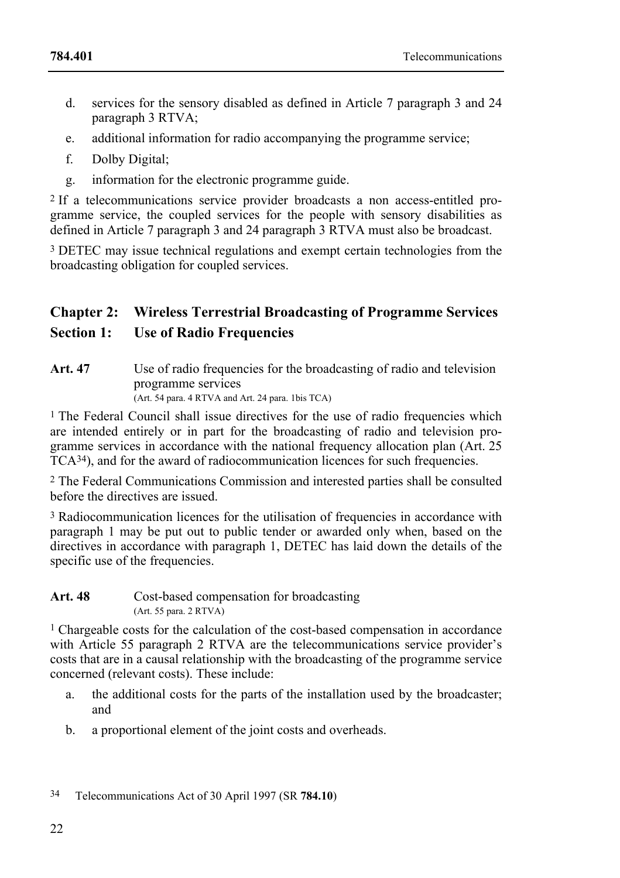d. services for the sensory disabled as defined in Article 7 paragraph 3 and 24 paragraph 3 RTVA;

e. additional information for radio accompanying the programme service;

f. Dolby Digital;

g. information for the electronic programme guide.

[2] If a telecommunications service provider broadcasts a non access-entitled programme service, the coupled services for the people with sensory disabilities as defined in Article 7 paragraph 3 and 24 paragraph 3 RTVA must also be broadcast.

[3] DETEC may issue technical regulations and exempt certain technologies from the broadcasting obligation for coupled services.

## Chapter 2: Wireless Terrestrial Broadcasting of Programme Services

## Section 1: Use of Radio Frequencies

**Art. 47** Use of radio frequencies for the broadcasting of radio and television programme services
(Art. 54 para. 4 RTVA and Art. 24 para. 1bis TCA)

[1] The Federal Council shall issue directives for the use of radio frequencies which are intended entirely or in part for the broadcasting of radio and television programme services in accordance with the national frequency allocation plan (Art. 25 TCA[34]), and for the award of radiocommunication licences for such frequencies.

[2] The Federal Communications Commission and interested parties shall be consulted before the directives are issued.

[3] Radiocommunication licences for the utilisation of frequencies in accordance with paragraph 1 may be put out to public tender or awarded only when, based on the directives in accordance with paragraph 1, DETEC has laid down the details of the specific use of the frequencies.

**Art. 48** Cost-based compensation for broadcasting
(Art. 55 para. 2 RTVA)

[1] Chargeable costs for the calculation of the cost-based compensation in accordance with Article 55 paragraph 2 RTVA are the telecommunications service provider's costs that are in a causal relationship with the broadcasting of the programme service concerned (relevant costs). These include:

a. the additional costs for the parts of the installation used by the broadcaster; and

b. a proportional element of the joint costs and overheads.

[34] Telecommunications Act of 30 April 1997 (SR **784.10**)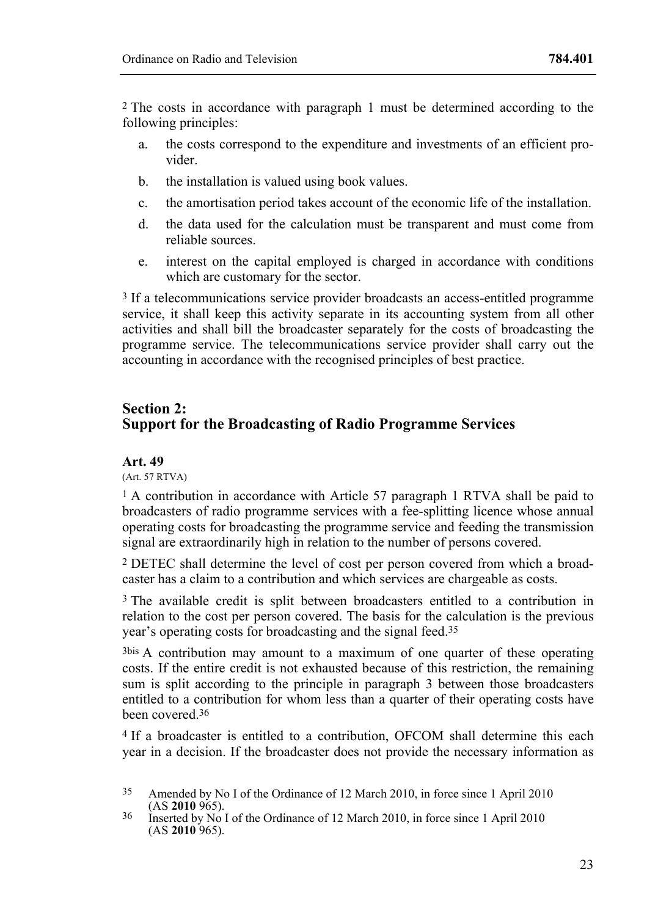[2] The costs in accordance with paragraph 1 must be determined according to the following principles:

a. the costs correspond to the expenditure and investments of an efficient provider.

b. the installation is valued using book values.

c. the amortisation period takes account of the economic life of the installation.

d. the data used for the calculation must be transparent and must come from reliable sources.

e. interest on the capital employed is charged in accordance with conditions which are customary for the sector.

[3] If a telecommunications service provider broadcasts an access-entitled programme service, it shall keep this activity separate in its accounting system from all other activities and shall bill the broadcaster separately for the costs of broadcasting the programme service. The telecommunications service provider shall carry out the accounting in accordance with the recognised principles of best practice.

## Section 2: Support for the Broadcasting of Radio Programme Services

### Art. 49

(Art. 57 RTVA)

[1] A contribution in accordance with Article 57 paragraph 1 RTVA shall be paid to broadcasters of radio programme services with a fee-splitting licence whose annual operating costs for broadcasting the programme service and feeding the transmission signal are extraordinarily high in relation to the number of persons covered.

[2] DETEC shall determine the level of cost per person covered from which a broadcaster has a claim to a contribution and which services are chargeable as costs.

[3] The available credit is split between broadcasters entitled to a contribution in relation to the cost per person covered. The basis for the calculation is the previous year's operating costs for broadcasting and the signal feed.[35]

[3bis] A contribution may amount to a maximum of one quarter of these operating costs. If the entire credit is not exhausted because of this restriction, the remaining sum is split according to the principle in paragraph 3 between those broadcasters entitled to a contribution for whom less than a quarter of their operating costs have been covered.[36]

[4] If a broadcaster is entitled to a contribution, OFCOM shall determine this each year in a decision. If the broadcaster does not provide the necessary information as

[35] Amended by No I of the Ordinance of 12 March 2010, in force since 1 April 2010 (AS **2010** 965).

[36] Inserted by No I of the Ordinance of 12 March 2010, in force since 1 April 2010 (AS **2010** 965).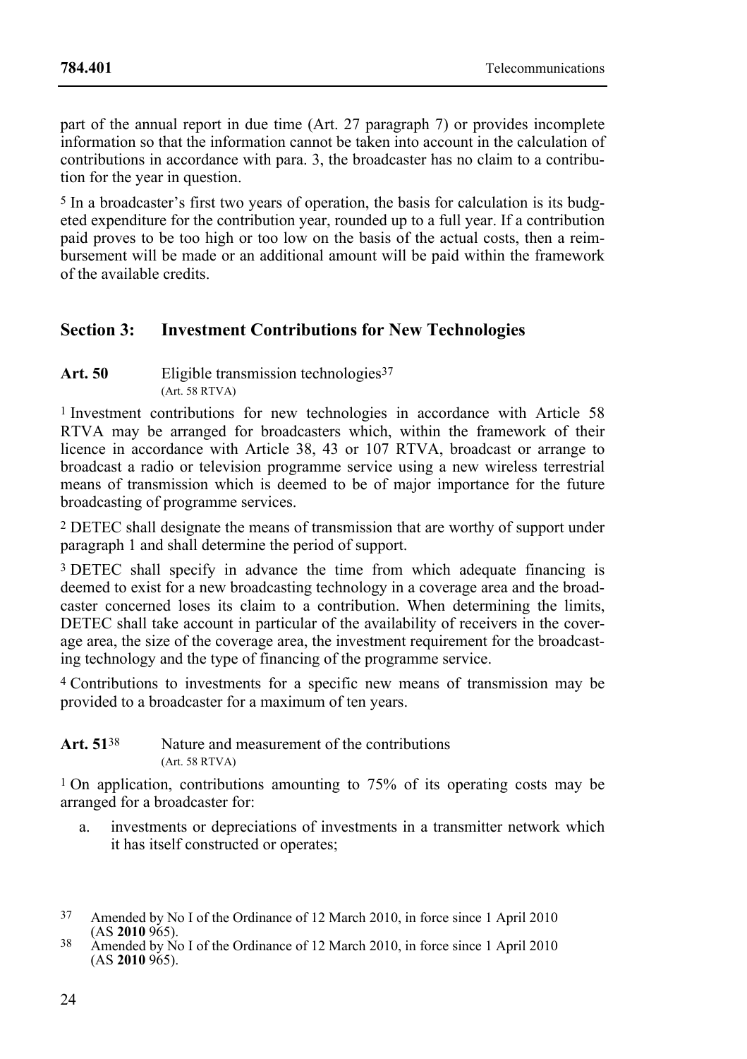part of the annual report in due time (Art. 27 paragraph 7) or provides incomplete information so that the information cannot be taken into account in the calculation of contributions in accordance with para. 3, the broadcaster has no claim to a contribution for the year in question.

5 In a broadcaster's first two years of operation, the basis for calculation is its budgeted expenditure for the contribution year, rounded up to a full year. If a contribution paid proves to be too high or too low on the basis of the actual costs, then a reimbursement will be made or an additional amount will be paid within the framework of the available credits.

## Section 3: Investment Contributions for New Technologies

**Art. 50** Eligible transmission technologies[37]
(Art. 58 RTVA)

1 Investment contributions for new technologies in accordance with Article 58 RTVA may be arranged for broadcasters which, within the framework of their licence in accordance with Article 38, 43 or 107 RTVA, broadcast or arrange to broadcast a radio or television programme service using a new wireless terrestrial means of transmission which is deemed to be of major importance for the future broadcasting of programme services.

2 DETEC shall designate the means of transmission that are worthy of support under paragraph 1 and shall determine the period of support.

3 DETEC shall specify in advance the time from which adequate financing is deemed to exist for a new broadcasting technology in a coverage area and the broadcaster concerned loses its claim to a contribution. When determining the limits, DETEC shall take account in particular of the availability of receivers in the coverage area, the size of the coverage area, the investment requirement for the broadcasting technology and the type of financing of the programme service.

4 Contributions to investments for a specific new means of transmission may be provided to a broadcaster for a maximum of ten years.

**Art. 51**[38] Nature and measurement of the contributions
(Art. 58 RTVA)

1 On application, contributions amounting to 75% of its operating costs may be arranged for a broadcaster for:

a. investments or depreciations of investments in a transmitter network which it has itself constructed or operates;

---

[37] Amended by No I of the Ordinance of 12 March 2010, in force since 1 April 2010 (AS **2010** 965).

[38] Amended by No I of the Ordinance of 12 March 2010, in force since 1 April 2010 (AS **2010** 965).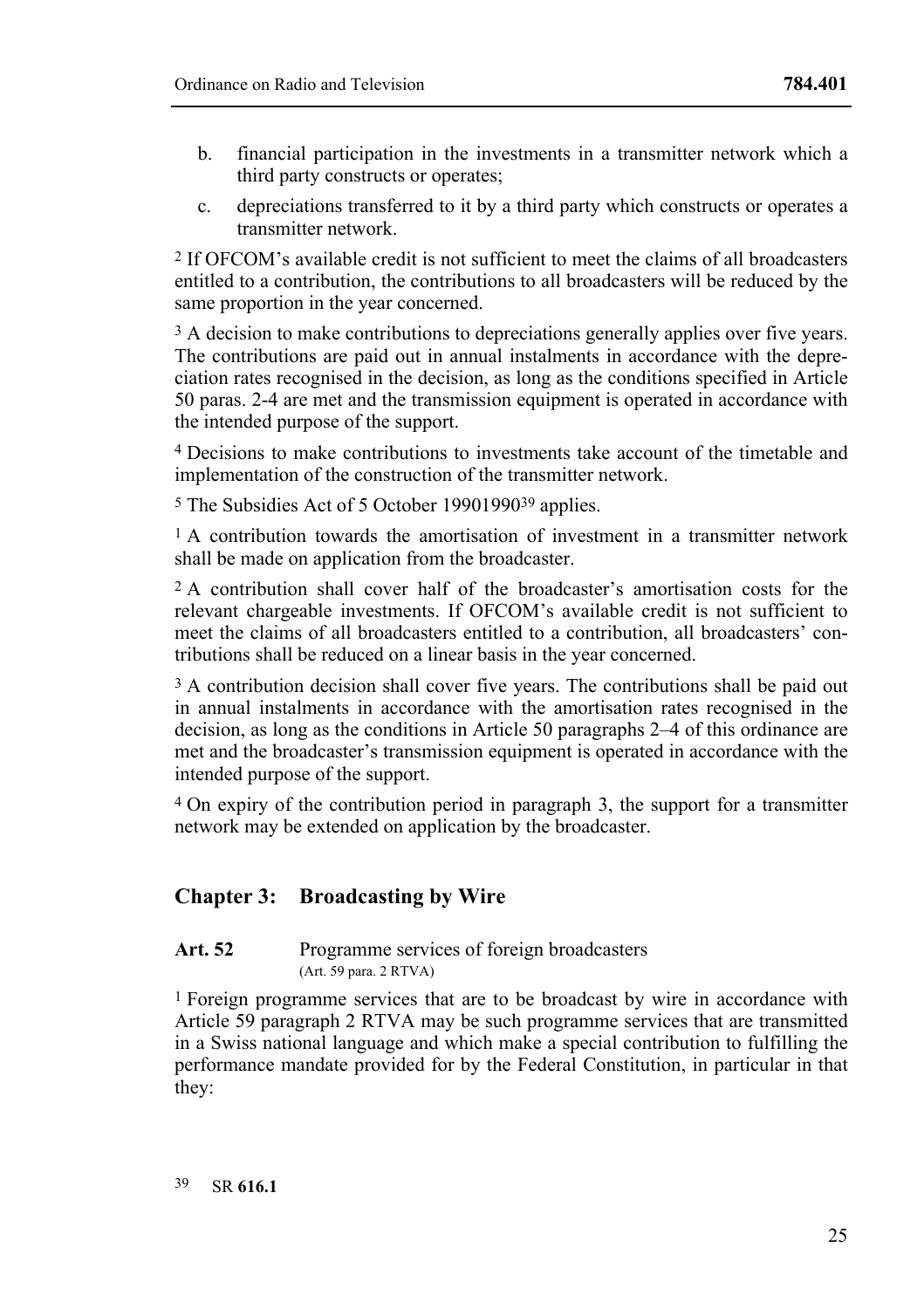b. financial participation in the investments in a transmitter network which a third party constructs or operates;

c. depreciations transferred to it by a third party which constructs or operates a transmitter network.

2 If OFCOM's available credit is not sufficient to meet the claims of all broadcasters entitled to a contribution, the contributions to all broadcasters will be reduced by the same proportion in the year concerned.

3 A decision to make contributions to depreciations generally applies over five years. The contributions are paid out in annual instalments in accordance with the depreciation rates recognised in the decision, as long as the conditions specified in Article 50 paras. 2-4 are met and the transmission equipment is operated in accordance with the intended purpose of the support.

4 Decisions to make contributions to investments take account of the timetable and implementation of the construction of the transmitter network.

5 The Subsidies Act of 5 October 19901990[39] applies.

1 A contribution towards the amortisation of investment in a transmitter network shall be made on application from the broadcaster.

2 A contribution shall cover half of the broadcaster's amortisation costs for the relevant chargeable investments. If OFCOM's available credit is not sufficient to meet the claims of all broadcasters entitled to a contribution, all broadcasters' contributions shall be reduced on a linear basis in the year concerned.

3 A contribution decision shall cover five years. The contributions shall be paid out in annual instalments in accordance with the amortisation rates recognised in the decision, as long as the conditions in Article 50 paragraphs 2–4 of this ordinance are met and the broadcaster's transmission equipment is operated in accordance with the intended purpose of the support.

4 On expiry of the contribution period in paragraph 3, the support for a transmitter network may be extended on application by the broadcaster.

## Chapter 3: Broadcasting by Wire

**Art. 52** Programme services of foreign broadcasters
(Art. 59 para. 2 RTVA)

1 Foreign programme services that are to be broadcast by wire in accordance with Article 59 paragraph 2 RTVA may be such programme services that are transmitted in a Swiss national language and which make a special contribution to fulfilling the performance mandate provided for by the Federal Constitution, in particular in that they:

[39] SR **616.1**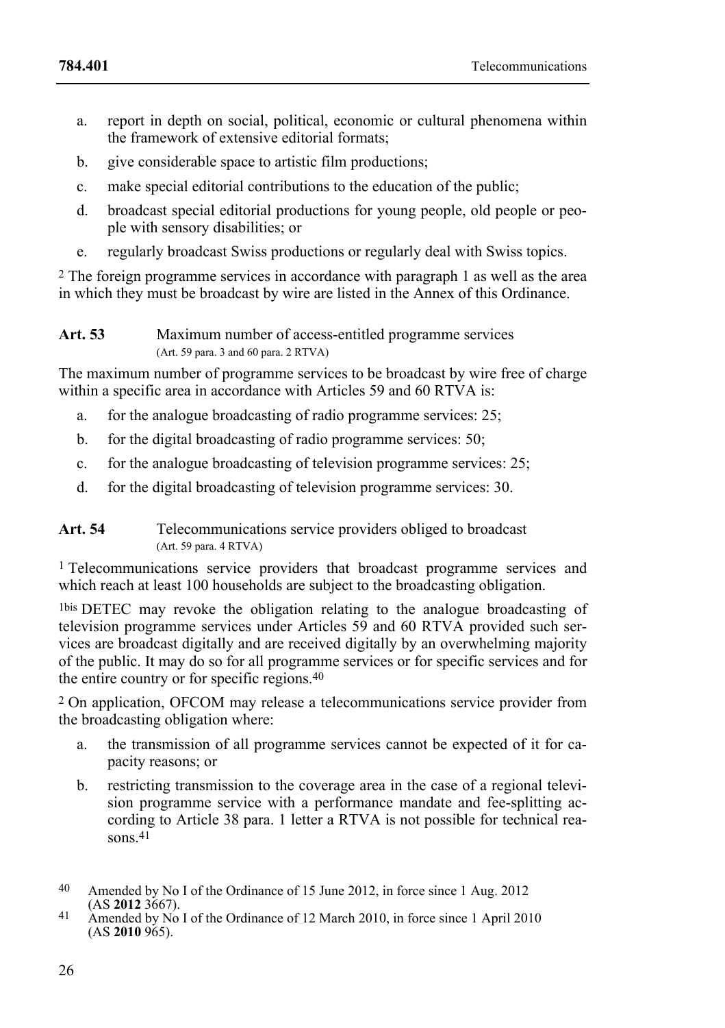a. report in depth on social, political, economic or cultural phenomena within the framework of extensive editorial formats;
b. give considerable space to artistic film productions;
c. make special editorial contributions to the education of the public;
d. broadcast special editorial productions for young people, old people or people with sensory disabilities; or
e. regularly broadcast Swiss productions or regularly deal with Swiss topics.

[2] The foreign programme services in accordance with paragraph 1 as well as the area in which they must be broadcast by wire are listed in the Annex of this Ordinance.

**Art. 53** Maximum number of access-entitled programme services
(Art. 59 para. 3 and 60 para. 2 RTVA)

The maximum number of programme services to be broadcast by wire free of charge within a specific area in accordance with Articles 59 and 60 RTVA is:

a. for the analogue broadcasting of radio programme services: 25;
b. for the digital broadcasting of radio programme services: 50;
c. for the analogue broadcasting of television programme services: 25;
d. for the digital broadcasting of television programme services: 30.

**Art. 54** Telecommunications service providers obliged to broadcast
(Art. 59 para. 4 RTVA)

[1] Telecommunications service providers that broadcast programme services and which reach at least 100 households are subject to the broadcasting obligation.

[1bis] DETEC may revoke the obligation relating to the analogue broadcasting of television programme services under Articles 59 and 60 RTVA provided such services are broadcast digitally and are received digitally by an overwhelming majority of the public. It may do so for all programme services or for specific services and for the entire country or for specific regions.[40]

[2] On application, OFCOM may release a telecommunications service provider from the broadcasting obligation where:

a. the transmission of all programme services cannot be expected of it for capacity reasons; or
b. restricting transmission to the coverage area in the case of a regional television programme service with a performance mandate and fee-splitting according to Article 38 para. 1 letter a RTVA is not possible for technical reasons.[41]

---

[40] Amended by No I of the Ordinance of 15 June 2012, in force since 1 Aug. 2012 (AS **2012** 3667).

[41] Amended by No I of the Ordinance of 12 March 2010, in force since 1 April 2010 (AS **2010** 965).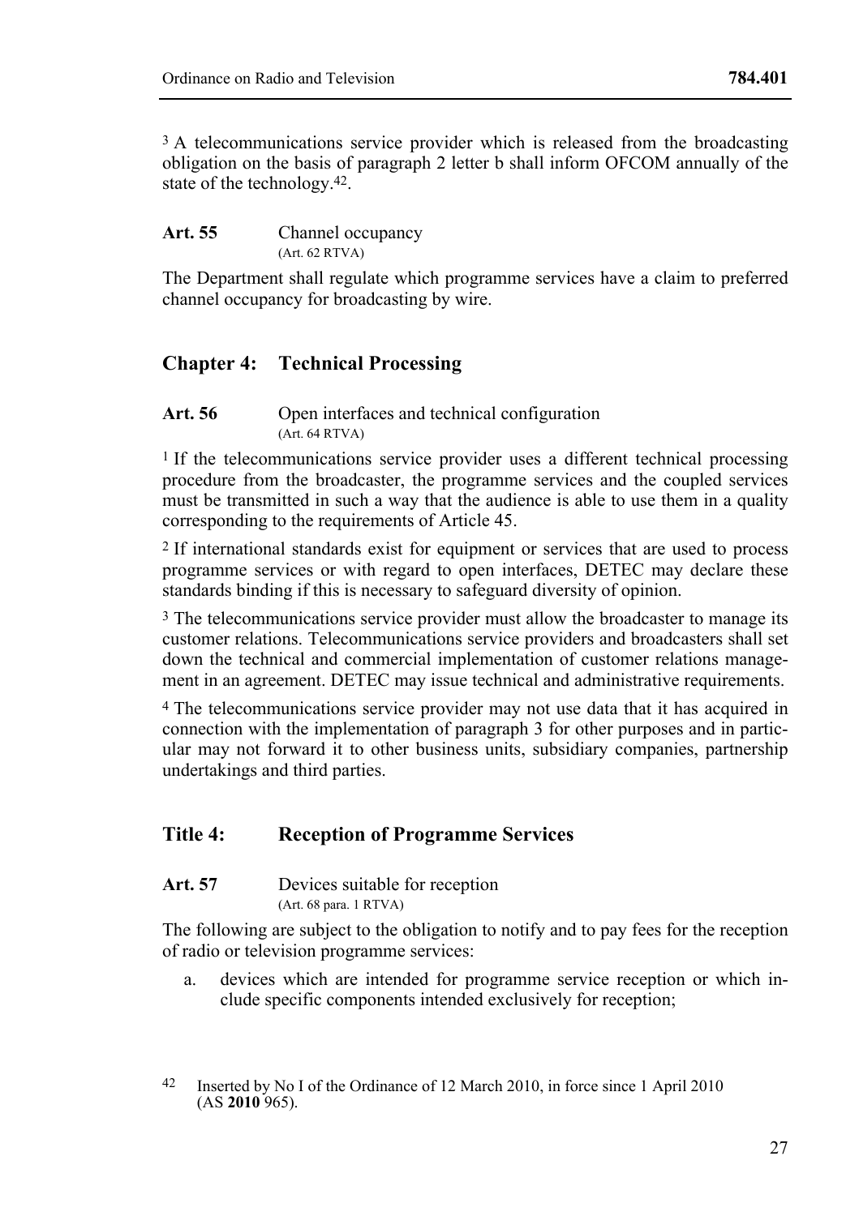[3] A telecommunications service provider which is released from the broadcasting obligation on the basis of paragraph 2 letter b shall inform OFCOM annually of the state of the technology.[42].

**Art. 55** Channel occupancy
(Art. 62 RTVA)

The Department shall regulate which programme services have a claim to preferred channel occupancy for broadcasting by wire.

## Chapter 4: Technical Processing

**Art. 56** Open interfaces and technical configuration
(Art. 64 RTVA)

[1] If the telecommunications service provider uses a different technical processing procedure from the broadcaster, the programme services and the coupled services must be transmitted in such a way that the audience is able to use them in a quality corresponding to the requirements of Article 45.

[2] If international standards exist for equipment or services that are used to process programme services or with regard to open interfaces, DETEC may declare these standards binding if this is necessary to safeguard diversity of opinion.

[3] The telecommunications service provider must allow the broadcaster to manage its customer relations. Telecommunications service providers and broadcasters shall set down the technical and commercial implementation of customer relations management in an agreement. DETEC may issue technical and administrative requirements.

[4] The telecommunications service provider may not use data that it has acquired in connection with the implementation of paragraph 3 for other purposes and in particular may not forward it to other business units, subsidiary companies, partnership undertakings and third parties.

# Title 4: Reception of Programme Services

**Art. 57** Devices suitable for reception
(Art. 68 para. 1 RTVA)

The following are subject to the obligation to notify and to pay fees for the reception of radio or television programme services:

a. devices which are intended for programme service reception or which include specific components intended exclusively for reception;

[42] Inserted by No I of the Ordinance of 12 March 2010, in force since 1 April 2010 (AS **2010** 965).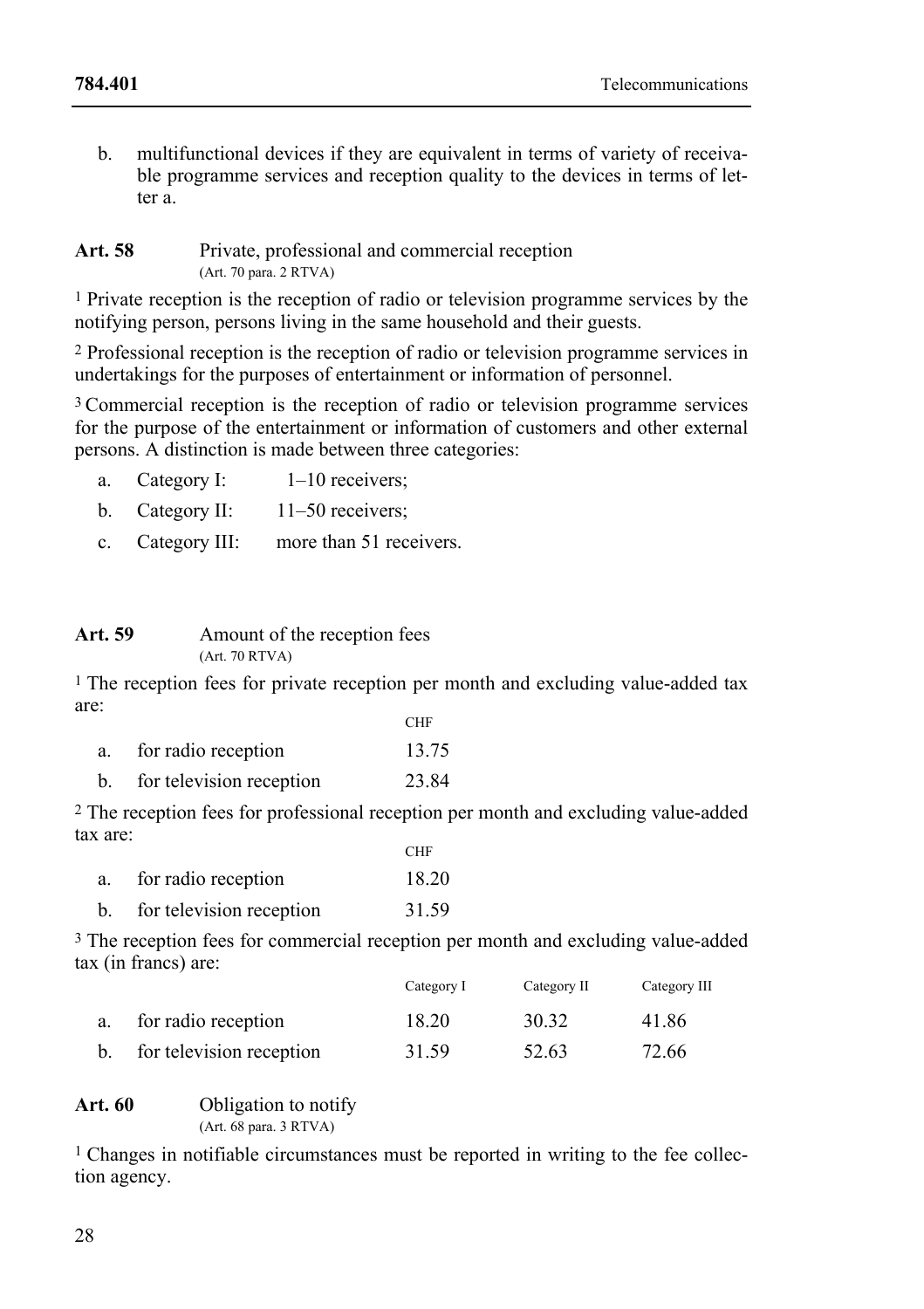b. multifunctional devices if they are equivalent in terms of variety of receivable programme services and reception quality to the devices in terms of letter a.

**Art. 58** Private, professional and commercial reception
(Art. 70 para. 2 RTVA)

[1] Private reception is the reception of radio or television programme services by the notifying person, persons living in the same household and their guests.

[2] Professional reception is the reception of radio or television programme services in undertakings for the purposes of entertainment or information of personnel.

[3] Commercial reception is the reception of radio or television programme services for the purpose of the entertainment or information of customers and other external persons. A distinction is made between three categories:

a. Category I: 1–10 receivers;
b. Category II: 11–50 receivers;
c. Category III: more than 51 receivers.

**Art. 59** Amount of the reception fees
(Art. 70 RTVA)

[1] The reception fees for private reception per month and excluding value-added tax are:

| | CHF |
|---|---|
| a. for radio reception | 13.75 |
| b. for television reception | 23.84 |

[2] The reception fees for professional reception per month and excluding value-added tax are:

| | CHF |
|---|---|
| a. for radio reception | 18.20 |
| b. for television reception | 31.59 |

[3] The reception fees for commercial reception per month and excluding value-added tax (in francs) are:

| | Category I | Category II | Category III |
|---|---|---|---|
| a. for radio reception | 18.20 | 30.32 | 41.86 |
| b. for television reception | 31.59 | 52.63 | 72.66 |

**Art. 60** Obligation to notify
(Art. 68 para. 3 RTVA)

[1] Changes in notifiable circumstances must be reported in writing to the fee collection agency.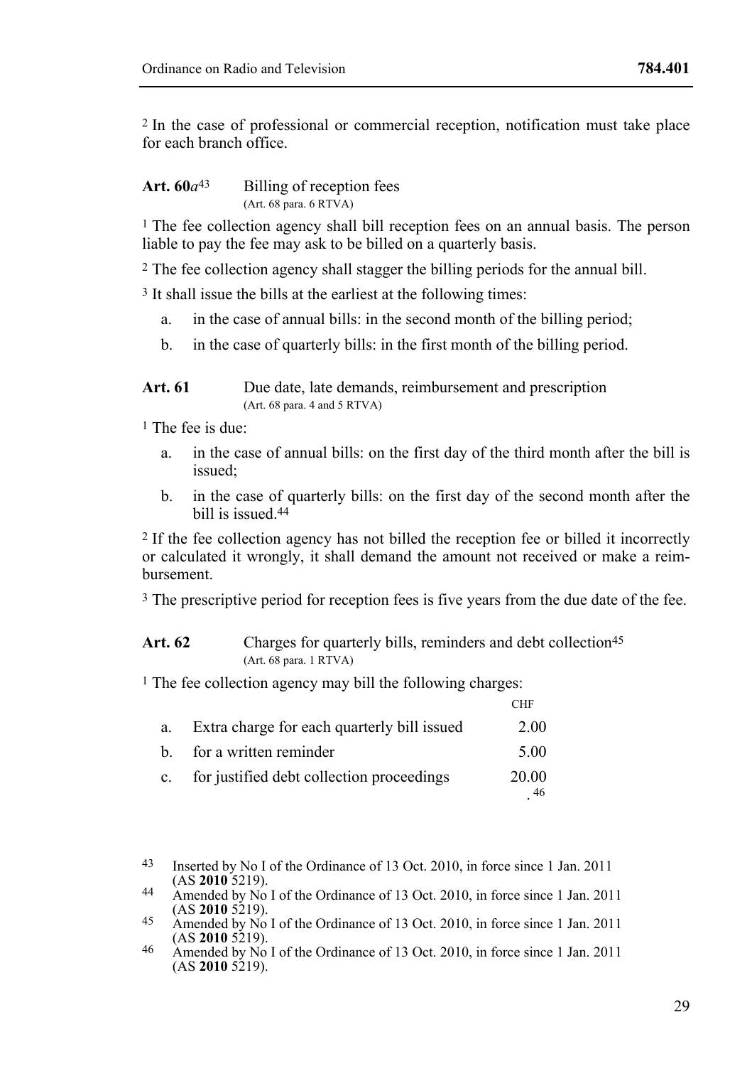[2] In the case of professional or commercial reception, notification must take place for each branch office.

### Art. 60*a*[43] Billing of reception fees

(Art. 68 para. 6 RTVA)

[1] The fee collection agency shall bill reception fees on an annual basis. The person liable to pay the fee may ask to be billed on a quarterly basis.

[2] The fee collection agency shall stagger the billing periods for the annual bill.

[3] It shall issue the bills at the earliest at the following times:

a. in the case of annual bills: in the second month of the billing period;

b. in the case of quarterly bills: in the first month of the billing period.

### Art. 61 Due date, late demands, reimbursement and prescription

(Art. 68 para. 4 and 5 RTVA)

[1] The fee is due:

a. in the case of annual bills: on the first day of the third month after the bill is issued;

b. in the case of quarterly bills: on the first day of the second month after the bill is issued.[44]

[2] If the fee collection agency has not billed the reception fee or billed it incorrectly or calculated it wrongly, it shall demand the amount not received or make a reimbursement.

[3] The prescriptive period for reception fees is five years from the due date of the fee.

### Art. 62 Charges for quarterly bills, reminders and debt collection[45]

(Art. 68 para. 1 RTVA)

[1] The fee collection agency may bill the following charges:

| | | CHF |
|---|---|---|
| a. | Extra charge for each quarterly bill issued | 2.00 |
| b. | for a written reminder | 5.00 |
| c. | for justified debt collection proceedings | 20.00 |

.[46]

---

[43] Inserted by No I of the Ordinance of 13 Oct. 2010, in force since 1 Jan. 2011 (AS **2010** 5219).

[44] Amended by No I of the Ordinance of 13 Oct. 2010, in force since 1 Jan. 2011 (AS **2010** 5219).

[45] Amended by No I of the Ordinance of 13 Oct. 2010, in force since 1 Jan. 2011 (AS **2010** 5219).

[46] Amended by No I of the Ordinance of 13 Oct. 2010, in force since 1 Jan. 2011 (AS **2010** 5219).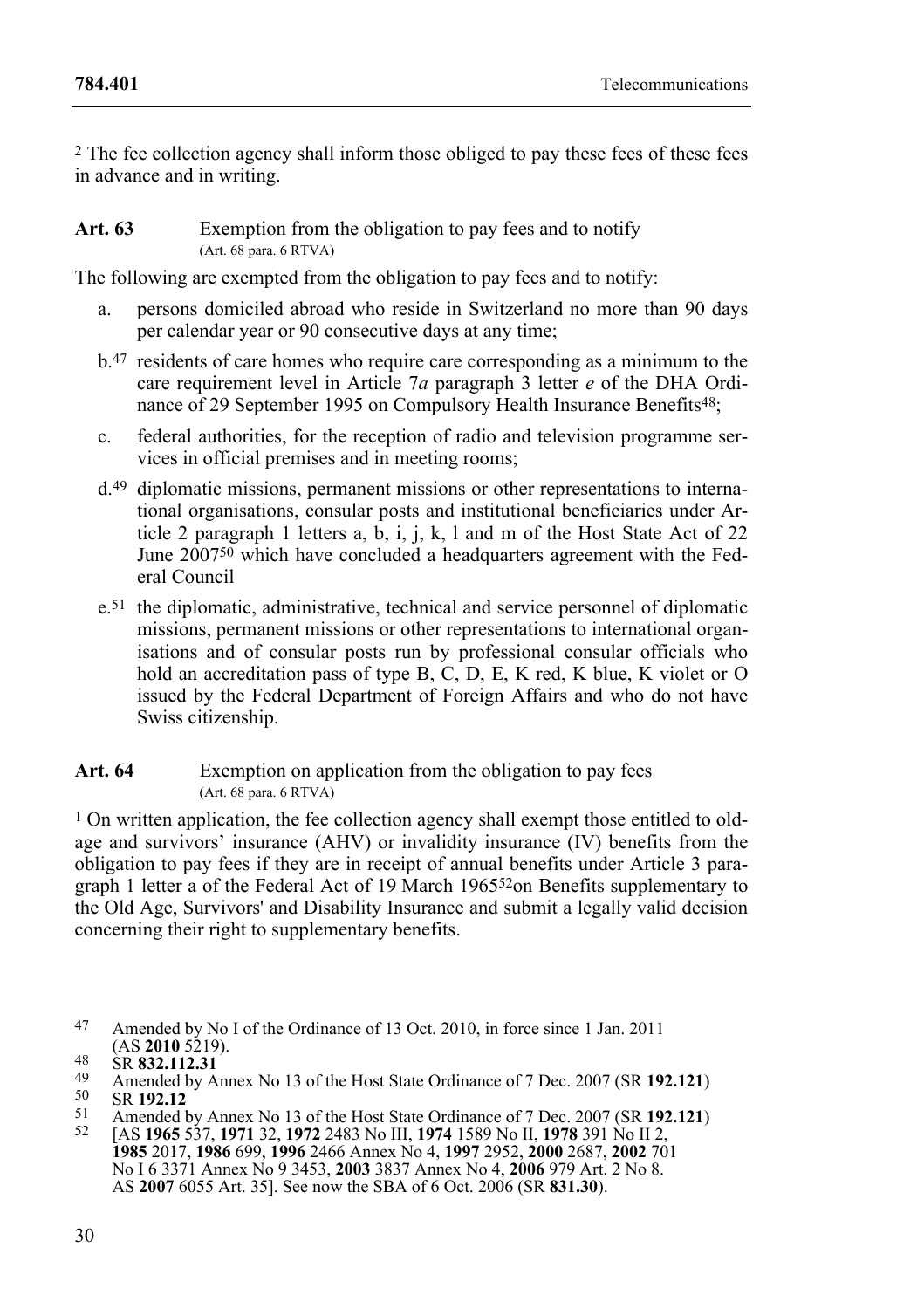[2] The fee collection agency shall inform those obliged to pay these fees of these fees in advance and in writing.

**Art. 63** Exemption from the obligation to pay fees and to notify
(Art. 68 para. 6 RTVA)

The following are exempted from the obligation to pay fees and to notify:

a. persons domiciled abroad who reside in Switzerland no more than 90 days per calendar year or 90 consecutive days at any time;

b.[47] residents of care homes who require care corresponding as a minimum to the care requirement level in Article 7*a* paragraph 3 letter *e* of the DHA Ordinance of 29 September 1995 on Compulsory Health Insurance Benefits[48];

c. federal authorities, for the reception of radio and television programme services in official premises and in meeting rooms;

d.[49] diplomatic missions, permanent missions or other representations to international organisations, consular posts and institutional beneficiaries under Article 2 paragraph 1 letters a, b, i, j, k, l and m of the Host State Act of 22 June 2007[50] which have concluded a headquarters agreement with the Federal Council

e.[51] the diplomatic, administrative, technical and service personnel of diplomatic missions, permanent missions or other representations to international organisations and of consular posts run by professional consular officials who hold an accreditation pass of type B, C, D, E, K red, K blue, K violet or O issued by the Federal Department of Foreign Affairs and who do not have Swiss citizenship.

**Art. 64** Exemption on application from the obligation to pay fees
(Art. 68 para. 6 RTVA)

[1] On written application, the fee collection agency shall exempt those entitled to old-age and survivors' insurance (AHV) or invalidity insurance (IV) benefits from the obligation to pay fees if they are in receipt of annual benefits under Article 3 paragraph 1 letter a of the Federal Act of 19 March 1965[52]on Benefits supplementary to the Old Age, Survivors' and Disability Insurance and submit a legally valid decision concerning their right to supplementary benefits.

---

47 Amended by No I of the Ordinance of 13 Oct. 2010, in force since 1 Jan. 2011 (AS **2010** 5219).

48 SR **832.112.31**

49 Amended by Annex No 13 of the Host State Ordinance of 7 Dec. 2007 (SR **192.121**)

50 SR **192.12**

51 Amended by Annex No 13 of the Host State Ordinance of 7 Dec. 2007 (SR **192.121**)

52 [AS **1965** 537, **1971** 32, **1972** 2483 No III, **1974** 1589 No II, **1978** 391 No II 2, **1985** 2017, **1986** 699, **1996** 2466 Annex No 4, **1997** 2952, **2000** 2687, **2002** 701 No I 6 3371 Annex No 9 3453, **2003** 3837 Annex No 4, **2006** 979 Art. 2 No 8. AS **2007** 6055 Art. 35]. See now the SBA of 6 Oct. 2006 (SR **831.30**).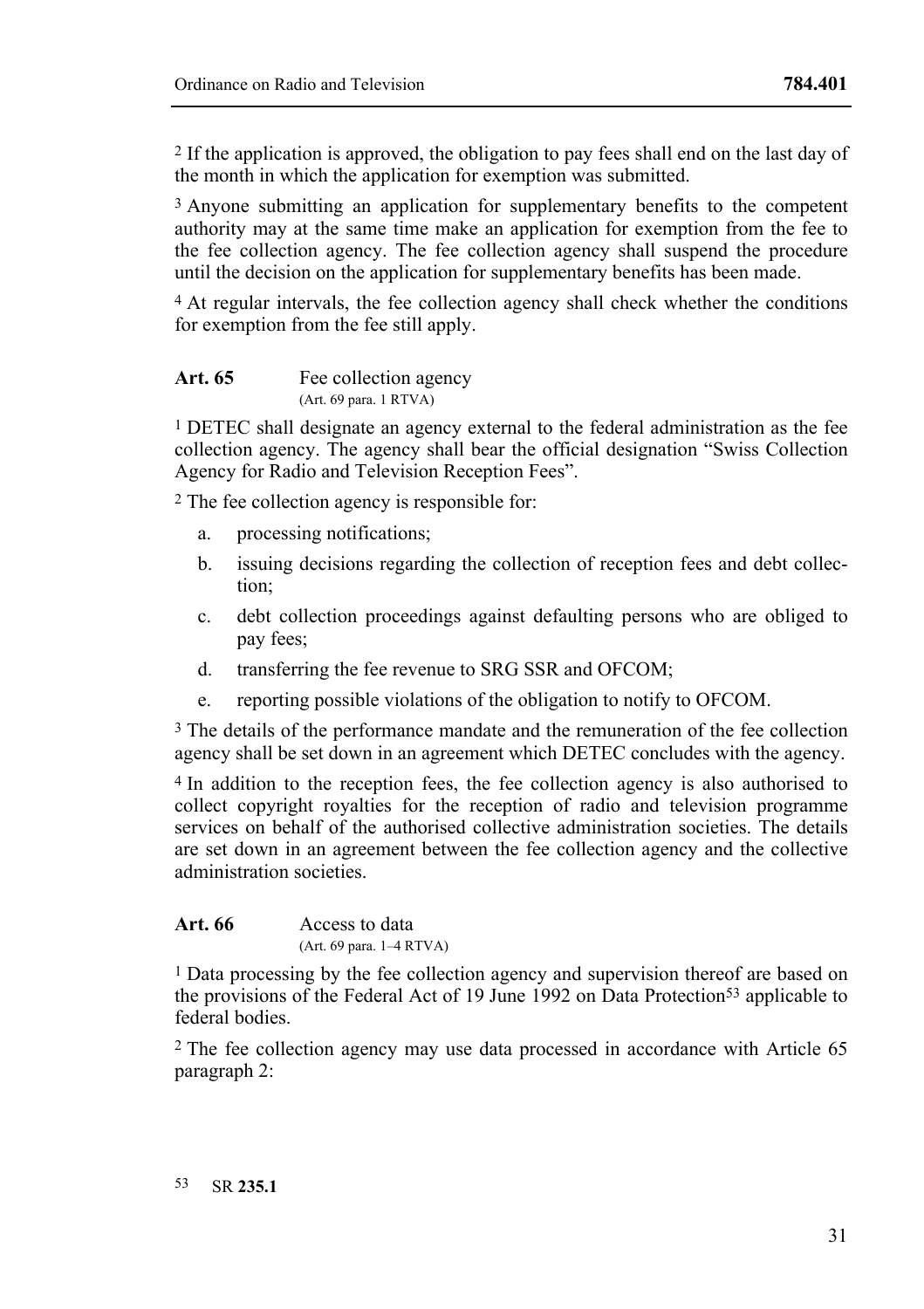2 If the application is approved, the obligation to pay fees shall end on the last day of the month in which the application for exemption was submitted.

3 Anyone submitting an application for supplementary benefits to the competent authority may at the same time make an application for exemption from the fee to the fee collection agency. The fee collection agency shall suspend the procedure until the decision on the application for supplementary benefits has been made.

4 At regular intervals, the fee collection agency shall check whether the conditions for exemption from the fee still apply.

**Art. 65** Fee collection agency
(Art. 69 para. 1 RTVA)

1 DETEC shall designate an agency external to the federal administration as the fee collection agency. The agency shall bear the official designation "Swiss Collection Agency for Radio and Television Reception Fees".

2 The fee collection agency is responsible for:

a. processing notifications;

b. issuing decisions regarding the collection of reception fees and debt collection;

c. debt collection proceedings against defaulting persons who are obliged to pay fees;

d. transferring the fee revenue to SRG SSR and OFCOM;

e. reporting possible violations of the obligation to notify to OFCOM.

3 The details of the performance mandate and the remuneration of the fee collection agency shall be set down in an agreement which DETEC concludes with the agency.

4 In addition to the reception fees, the fee collection agency is also authorised to collect copyright royalties for the reception of radio and television programme services on behalf of the authorised collective administration societies. The details are set down in an agreement between the fee collection agency and the collective administration societies.

**Art. 66** Access to data
(Art. 69 para. 1–4 RTVA)

1 Data processing by the fee collection agency and supervision thereof are based on the provisions of the Federal Act of 19 June 1992 on Data Protection[53] applicable to federal bodies.

2 The fee collection agency may use data processed in accordance with Article 65 paragraph 2:

[53] SR **235.1**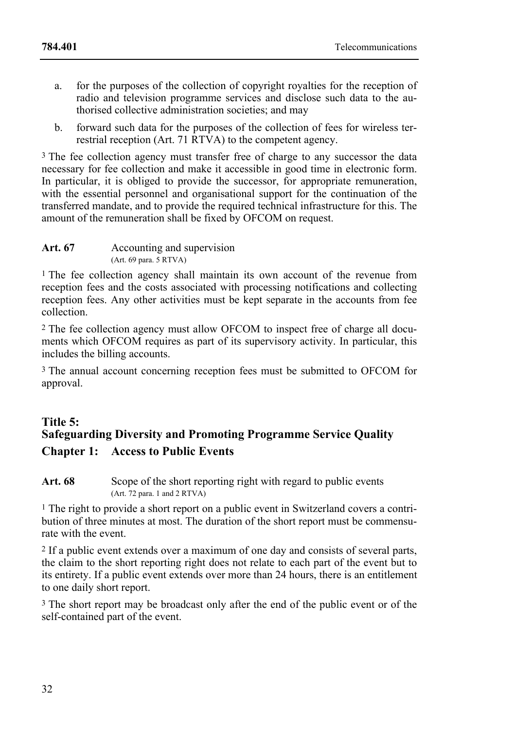a. for the purposes of the collection of copyright royalties for the reception of radio and television programme services and disclose such data to the authorised collective administration societies; and may

b. forward such data for the purposes of the collection of fees for wireless terrestrial reception (Art. 71 RTVA) to the competent agency.

[3] The fee collection agency must transfer free of charge to any successor the data necessary for fee collection and make it accessible in good time in electronic form. In particular, it is obliged to provide the successor, for appropriate remuneration, with the essential personnel and organisational support for the continuation of the transferred mandate, and to provide the required technical infrastructure for this. The amount of the remuneration shall be fixed by OFCOM on request.

**Art. 67** Accounting and supervision
(Art. 69 para. 5 RTVA)

[1] The fee collection agency shall maintain its own account of the revenue from reception fees and the costs associated with processing notifications and collecting reception fees. Any other activities must be kept separate in the accounts from fee collection.

[2] The fee collection agency must allow OFCOM to inspect free of charge all documents which OFCOM requires as part of its supervisory activity. In particular, this includes the billing accounts.

[3] The annual account concerning reception fees must be submitted to OFCOM for approval.

# Title 5: Safeguarding Diversity and Promoting Programme Service Quality

## Chapter 1: Access to Public Events

**Art. 68** Scope of the short reporting right with regard to public events
(Art. 72 para. 1 and 2 RTVA)

[1] The right to provide a short report on a public event in Switzerland covers a contribution of three minutes at most. The duration of the short report must be commensurate with the event.

[2] If a public event extends over a maximum of one day and consists of several parts, the claim to the short reporting right does not relate to each part of the event but to its entirety. If a public event extends over more than 24 hours, there is an entitlement to one daily short report.

[3] The short report may be broadcast only after the end of the public event or of the self-contained part of the event.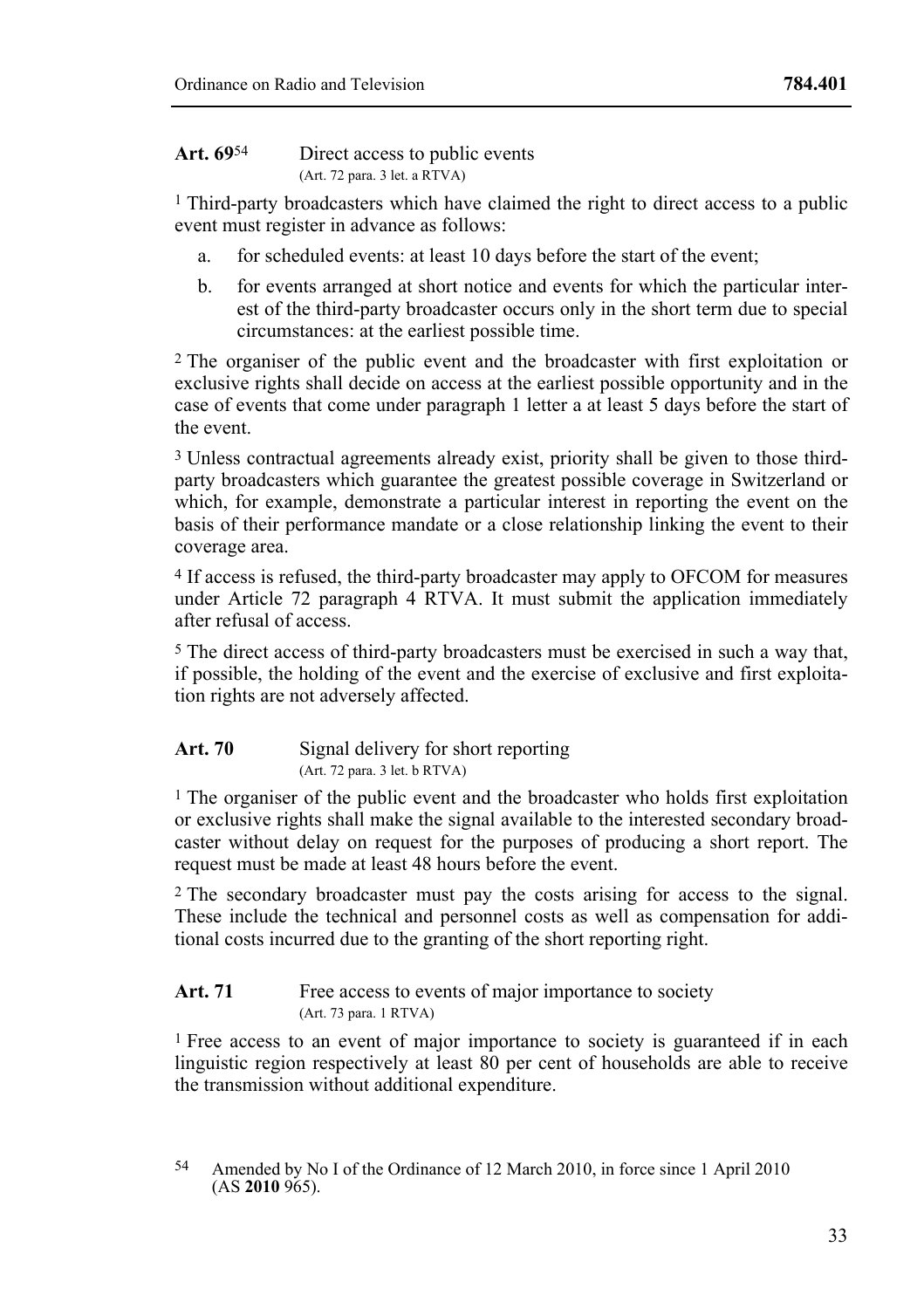### Art. 69[54] Direct access to public events
(Art. 72 para. 3 let. a RTVA)

[1] Third-party broadcasters which have claimed the right to direct access to a public event must register in advance as follows:

a. for scheduled events: at least 10 days before the start of the event;

b. for events arranged at short notice and events for which the particular interest of the third-party broadcaster occurs only in the short term due to special circumstances: at the earliest possible time.

[2] The organiser of the public event and the broadcaster with first exploitation or exclusive rights shall decide on access at the earliest possible opportunity and in the case of events that come under paragraph 1 letter a at least 5 days before the start of the event.

[3] Unless contractual agreements already exist, priority shall be given to those third-party broadcasters which guarantee the greatest possible coverage in Switzerland or which, for example, demonstrate a particular interest in reporting the event on the basis of their performance mandate or a close relationship linking the event to their coverage area.

[4] If access is refused, the third-party broadcaster may apply to OFCOM for measures under Article 72 paragraph 4 RTVA. It must submit the application immediately after refusal of access.

[5] The direct access of third-party broadcasters must be exercised in such a way that, if possible, the holding of the event and the exercise of exclusive and first exploitation rights are not adversely affected.

### Art. 70 Signal delivery for short reporting
(Art. 72 para. 3 let. b RTVA)

[1] The organiser of the public event and the broadcaster who holds first exploitation or exclusive rights shall make the signal available to the interested secondary broadcaster without delay on request for the purposes of producing a short report. The request must be made at least 48 hours before the event.

[2] The secondary broadcaster must pay the costs arising for access to the signal. These include the technical and personnel costs as well as compensation for additional costs incurred due to the granting of the short reporting right.

### Art. 71 Free access to events of major importance to society
(Art. 73 para. 1 RTVA)

[1] Free access to an event of major importance to society is guaranteed if in each linguistic region respectively at least 80 per cent of households are able to receive the transmission without additional expenditure.

---

[54] Amended by No I of the Ordinance of 12 March 2010, in force since 1 April 2010 (AS **2010** 965).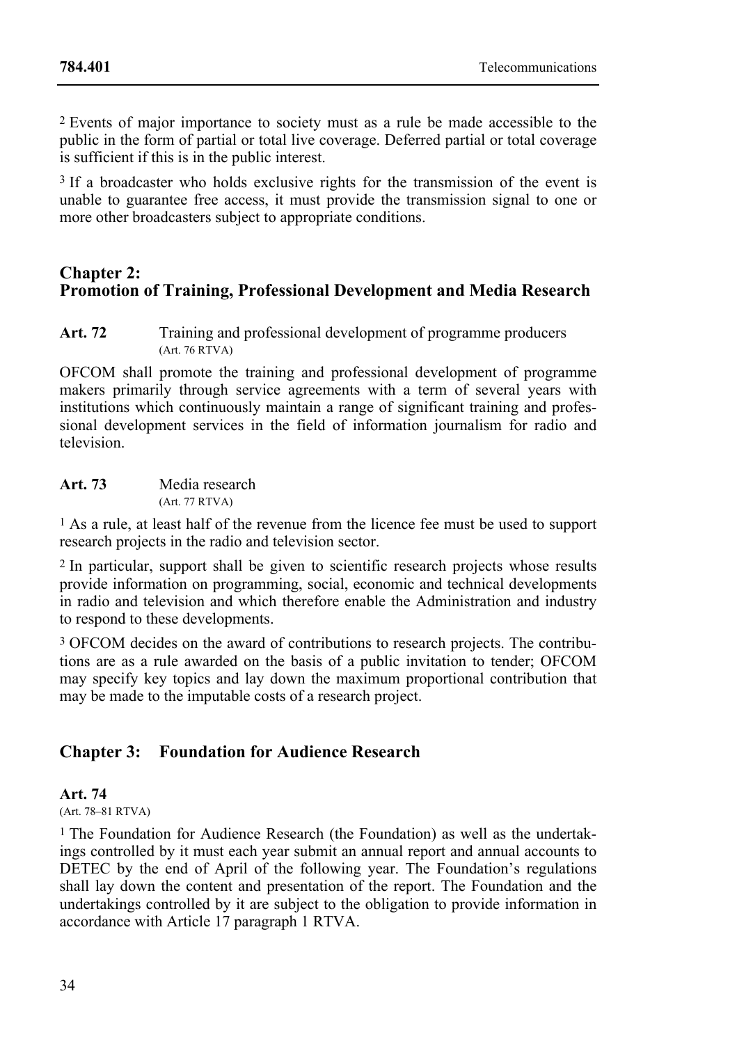[2] Events of major importance to society must as a rule be made accessible to the public in the form of partial or total live coverage. Deferred partial or total coverage is sufficient if this is in the public interest.

[3] If a broadcaster who holds exclusive rights for the transmission of the event is unable to guarantee free access, it must provide the transmission signal to one or more other broadcasters subject to appropriate conditions.

## Chapter 2: Promotion of Training, Professional Development and Media Research

**Art. 72** Training and professional development of programme producers
(Art. 76 RTVA)

OFCOM shall promote the training and professional development of programme makers primarily through service agreements with a term of several years with institutions which continuously maintain a range of significant training and professional development services in the field of information journalism for radio and television.

**Art. 73** Media research
(Art. 77 RTVA)

[1] As a rule, at least half of the revenue from the licence fee must be used to support research projects in the radio and television sector.

[2] In particular, support shall be given to scientific research projects whose results provide information on programming, social, economic and technical developments in radio and television and which therefore enable the Administration and industry to respond to these developments.

[3] OFCOM decides on the award of contributions to research projects. The contributions are as a rule awarded on the basis of a public invitation to tender; OFCOM may specify key topics and lay down the maximum proportional contribution that may be made to the imputable costs of a research project.

## Chapter 3: Foundation for Audience Research

**Art. 74**
(Art. 78–81 RTVA)

[1] The Foundation for Audience Research (the Foundation) as well as the undertakings controlled by it must each year submit an annual report and annual accounts to DETEC by the end of April of the following year. The Foundation's regulations shall lay down the content and presentation of the report. The Foundation and the undertakings controlled by it are subject to the obligation to provide information in accordance with Article 17 paragraph 1 RTVA.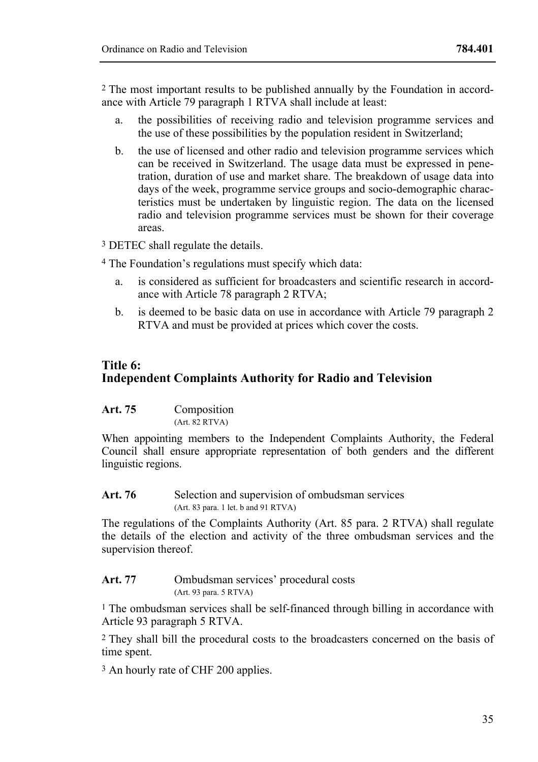[2] The most important results to be published annually by the Foundation in accordance with Article 79 paragraph 1 RTVA shall include at least:

a. the possibilities of receiving radio and television programme services and the use of these possibilities by the population resident in Switzerland;

b. the use of licensed and other radio and television programme services which can be received in Switzerland. The usage data must be expressed in penetration, duration of use and market share. The breakdown of usage data into days of the week, programme service groups and socio-demographic characteristics must be undertaken by linguistic region. The data on the licensed radio and television programme services must be shown for their coverage areas.

[3] DETEC shall regulate the details.

[4] The Foundation's regulations must specify which data:

a. is considered as sufficient for broadcasters and scientific research in accordance with Article 78 paragraph 2 RTVA;

b. is deemed to be basic data on use in accordance with Article 79 paragraph 2 RTVA and must be provided at prices which cover the costs.

## Title 6: Independent Complaints Authority for Radio and Television

**Art. 75** Composition
(Art. 82 RTVA)

When appointing members to the Independent Complaints Authority, the Federal Council shall ensure appropriate representation of both genders and the different linguistic regions.

**Art. 76** Selection and supervision of ombudsman services
(Art. 83 para. 1 let. b and 91 RTVA)

The regulations of the Complaints Authority (Art. 85 para. 2 RTVA) shall regulate the details of the election and activity of the three ombudsman services and the supervision thereof.

**Art. 77** Ombudsman services' procedural costs
(Art. 93 para. 5 RTVA)

[1] The ombudsman services shall be self-financed through billing in accordance with Article 93 paragraph 5 RTVA.

[2] They shall bill the procedural costs to the broadcasters concerned on the basis of time spent.

[3] An hourly rate of CHF 200 applies.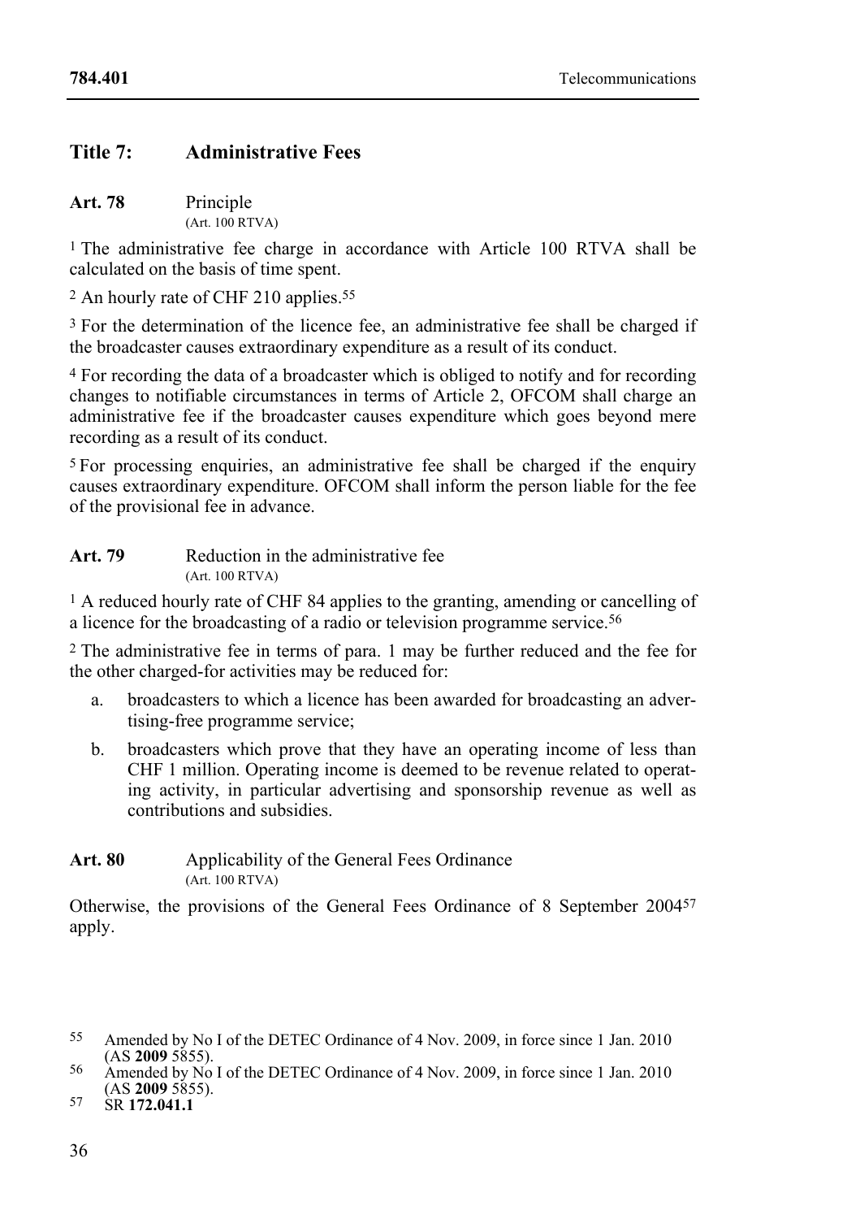## Title 7: Administrative Fees

**Art. 78** Principle
(Art. 100 RTVA)

[1] The administrative fee charge in accordance with Article 100 RTVA shall be calculated on the basis of time spent.

[2] An hourly rate of CHF 210 applies.[55]

[3] For the determination of the licence fee, an administrative fee shall be charged if the broadcaster causes extraordinary expenditure as a result of its conduct.

[4] For recording the data of a broadcaster which is obliged to notify and for recording changes to notifiable circumstances in terms of Article 2, OFCOM shall charge an administrative fee if the broadcaster causes expenditure which goes beyond mere recording as a result of its conduct.

[5] For processing enquiries, an administrative fee shall be charged if the enquiry causes extraordinary expenditure. OFCOM shall inform the person liable for the fee of the provisional fee in advance.

**Art. 79** Reduction in the administrative fee
(Art. 100 RTVA)

[1] A reduced hourly rate of CHF 84 applies to the granting, amending or cancelling of a licence for the broadcasting of a radio or television programme service.[56]

[2] The administrative fee in terms of para. 1 may be further reduced and the fee for the other charged-for activities may be reduced for:

a. broadcasters to which a licence has been awarded for broadcasting an advertising-free programme service;

b. broadcasters which prove that they have an operating income of less than CHF 1 million. Operating income is deemed to be revenue related to operating activity, in particular advertising and sponsorship revenue as well as contributions and subsidies.

**Art. 80** Applicability of the General Fees Ordinance
(Art. 100 RTVA)

Otherwise, the provisions of the General Fees Ordinance of 8 September 2004[57] apply.

---

[55] Amended by No I of the DETEC Ordinance of 4 Nov. 2009, in force since 1 Jan. 2010 (AS **2009** 5855).

[56] Amended by No I of the DETEC Ordinance of 4 Nov. 2009, in force since 1 Jan. 2010 (AS **2009** 5855).

[57] SR **172.041.1**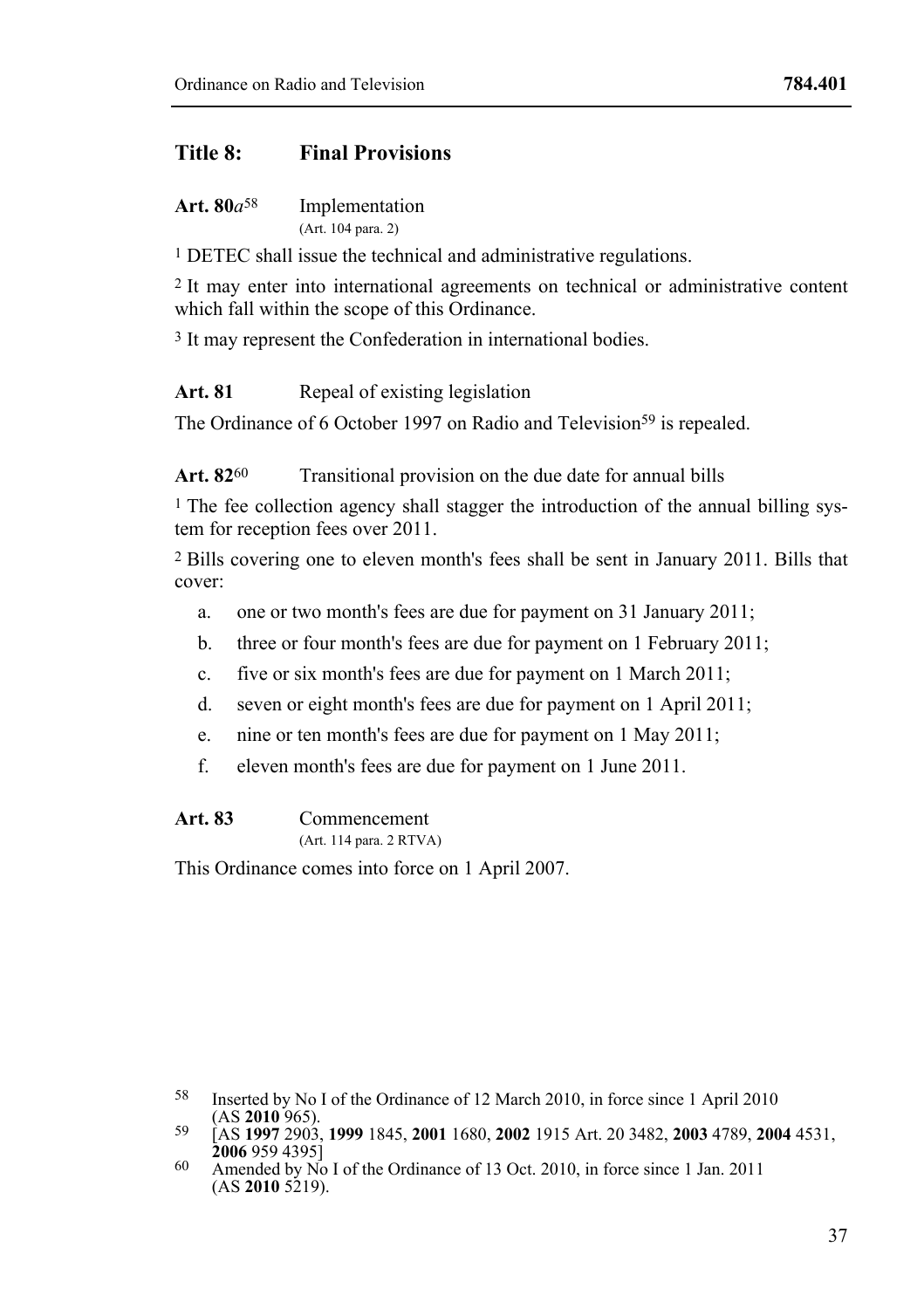## Title 8: Final Provisions

**Art. 80*a*[58]** Implementation
(Art. 104 para. 2)

[1] DETEC shall issue the technical and administrative regulations.

[2] It may enter into international agreements on technical or administrative content which fall within the scope of this Ordinance.

[3] It may represent the Confederation in international bodies.

**Art. 81** Repeal of existing legislation

The Ordinance of 6 October 1997 on Radio and Television[59] is repealed.

**Art. 82[60]** Transitional provision on the due date for annual bills

[1] The fee collection agency shall stagger the introduction of the annual billing system for reception fees over 2011.

[2] Bills covering one to eleven month's fees shall be sent in January 2011. Bills that cover:

a. one or two month's fees are due for payment on 31 January 2011;
b. three or four month's fees are due for payment on 1 February 2011;
c. five or six month's fees are due for payment on 1 March 2011;
d. seven or eight month's fees are due for payment on 1 April 2011;
e. nine or ten month's fees are due for payment on 1 May 2011;
f. eleven month's fees are due for payment on 1 June 2011.

**Art. 83** Commencement
(Art. 114 para. 2 RTVA)

This Ordinance comes into force on 1 April 2007.

---

58 Inserted by No I of the Ordinance of 12 March 2010, in force since 1 April 2010 (AS **2010** 965).

59 [AS **1997** 2903, **1999** 1845, **2001** 1680, **2002** 1915 Art. 20 3482, **2003** 4789, **2004** 4531, **2006** 959 4395]

60 Amended by No I of the Ordinance of 13 Oct. 2010, in force since 1 Jan. 2011 (AS **2010** 5219).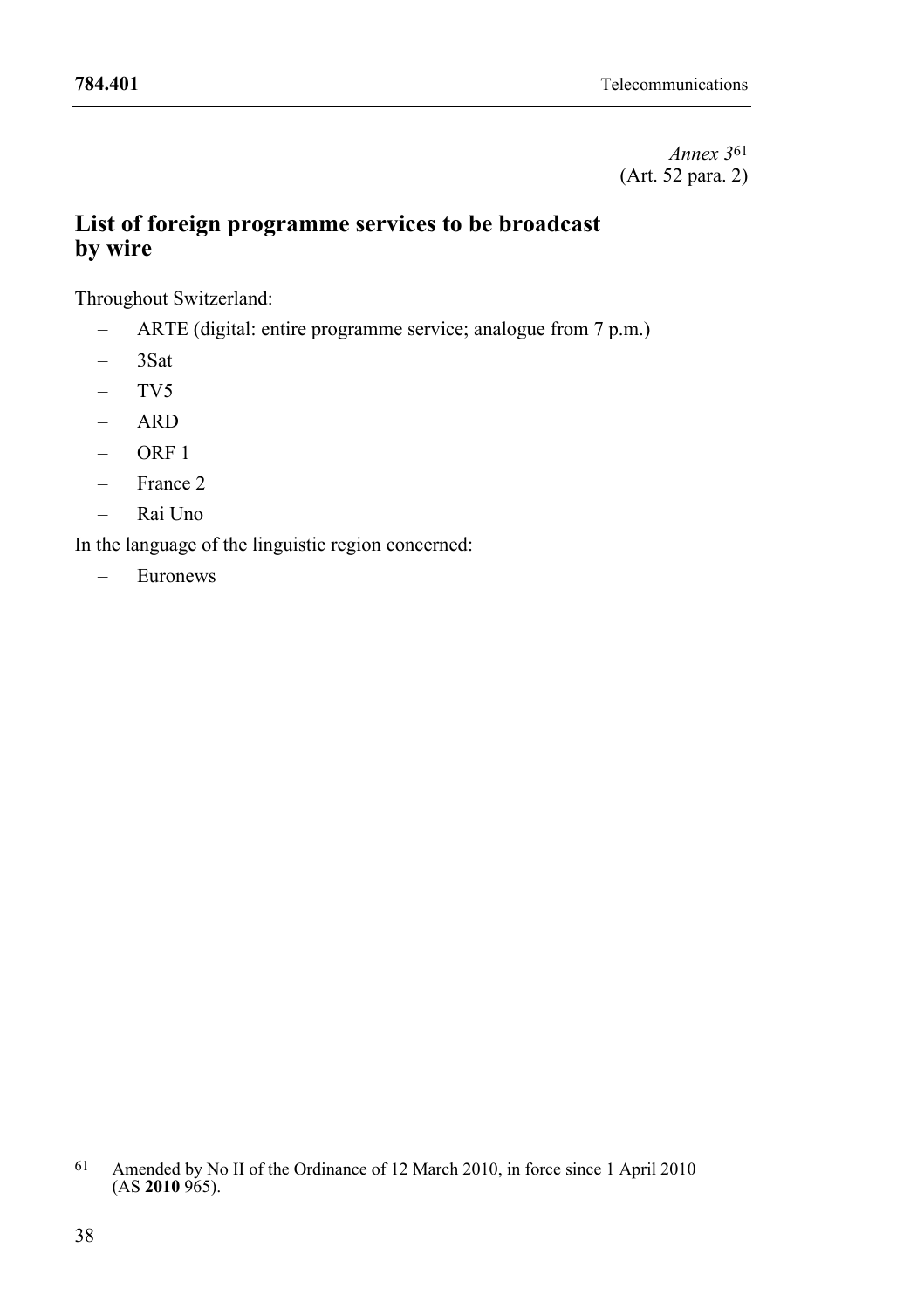*Annex 3*[61]
(Art. 52 para. 2)

## List of foreign programme services to be broadcast by wire

Throughout Switzerland:

- ARTE (digital: entire programme service; analogue from 7 p.m.)
- 3Sat
- TV5
- ARD
- ORF 1
- France 2
- Rai Uno

In the language of the linguistic region concerned:

- Euronews

[61] Amended by No II of the Ordinance of 12 March 2010, in force since 1 April 2010 (AS **2010** 965).